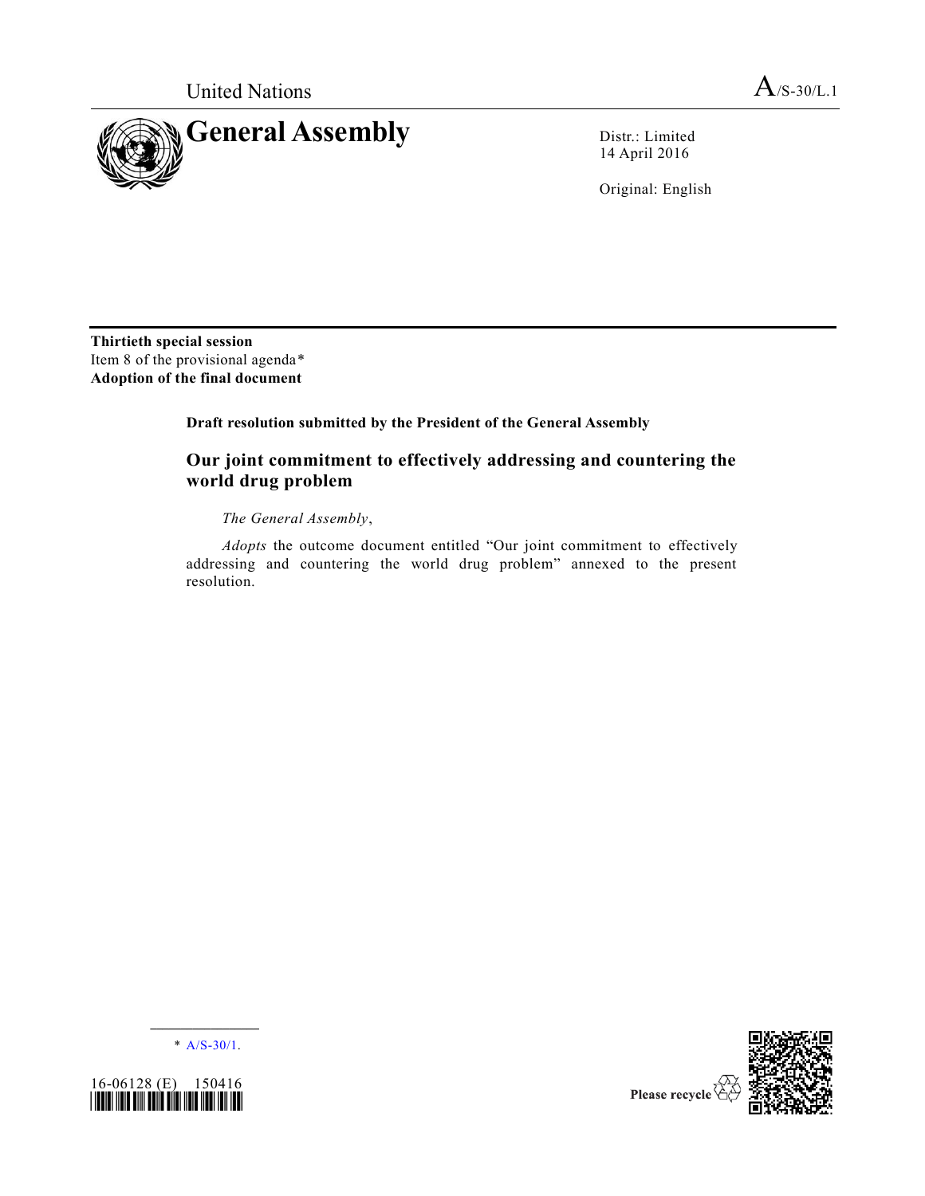United Nations

A/S-30/L.1

# General Assembly

Distr.: Limited
14 April 2016

Original: English

**Thirtieth special session**
Item 8 of the provisional agenda*
**Adoption of the final document**

**Draft resolution submitted by the President of the General Assembly**

## Our joint commitment to effectively addressing and countering the world drug problem

*The General Assembly*,

*Adopts* the outcome document entitled "Our joint commitment to effectively addressing and countering the world drug problem" annexed to the present resolution.

* A/S-30/1.

16-06128 (E) 150416

Please recycle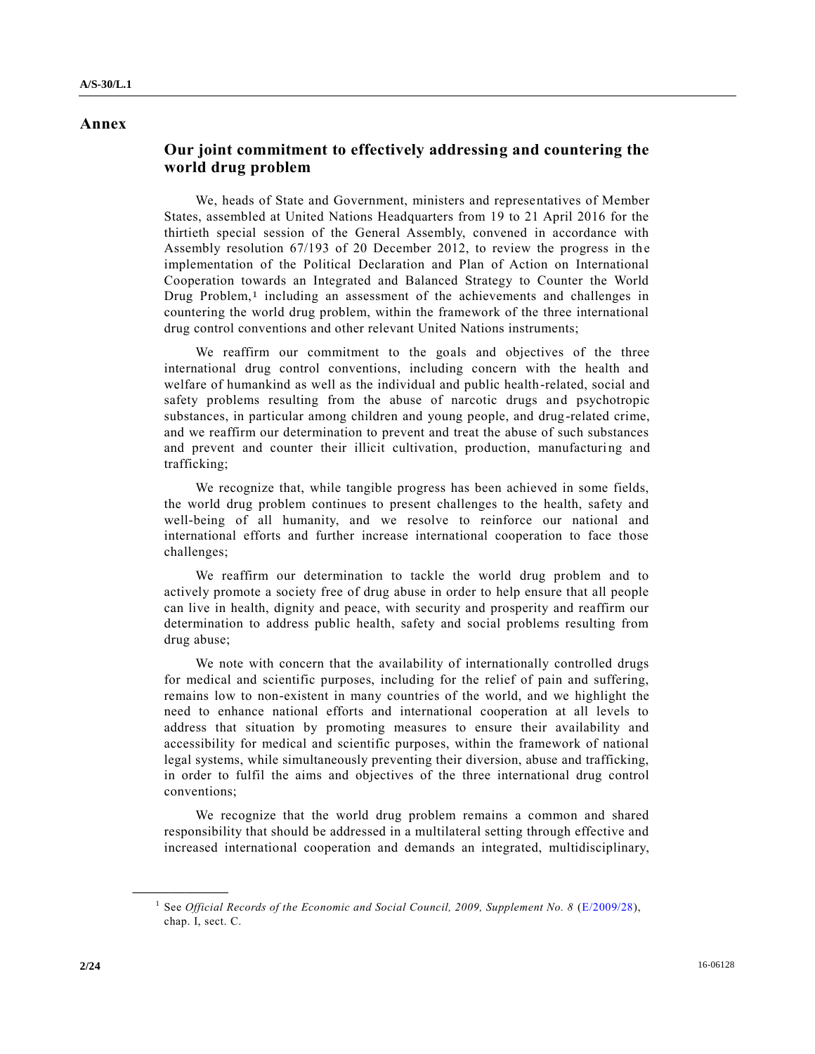# Annex

## Our joint commitment to effectively addressing and countering the world drug problem

We, heads of State and Government, ministers and representatives of Member States, assembled at United Nations Headquarters from 19 to 21 April 2016 for the thirtieth special session of the General Assembly, convened in accordance with Assembly resolution 67/193 of 20 December 2012, to review the progress in the implementation of the Political Declaration and Plan of Action on International Cooperation towards an Integrated and Balanced Strategy to Counter the World Drug Problem,[1] including an assessment of the achievements and challenges in countering the world drug problem, within the framework of the three international drug control conventions and other relevant United Nations instruments;

We reaffirm our commitment to the goals and objectives of the three international drug control conventions, including concern with the health and welfare of humankind as well as the individual and public health-related, social and safety problems resulting from the abuse of narcotic drugs and psychotropic substances, in particular among children and young people, and drug-related crime, and we reaffirm our determination to prevent and treat the abuse of such substances and prevent and counter their illicit cultivation, production, manufacturing and trafficking;

We recognize that, while tangible progress has been achieved in some fields, the world drug problem continues to present challenges to the health, safety and well-being of all humanity, and we resolve to reinforce our national and international efforts and further increase international cooperation to face those challenges;

We reaffirm our determination to tackle the world drug problem and to actively promote a society free of drug abuse in order to help ensure that all people can live in health, dignity and peace, with security and prosperity and reaffirm our determination to address public health, safety and social problems resulting from drug abuse;

We note with concern that the availability of internationally controlled drugs for medical and scientific purposes, including for the relief of pain and suffering, remains low to non-existent in many countries of the world, and we highlight the need to enhance national efforts and international cooperation at all levels to address that situation by promoting measures to ensure their availability and accessibility for medical and scientific purposes, within the framework of national legal systems, while simultaneously preventing their diversion, abuse and trafficking, in order to fulfil the aims and objectives of the three international drug control conventions;

We recognize that the world drug problem remains a common and shared responsibility that should be addressed in a multilateral setting through effective and increased international cooperation and demands an integrated, multidisciplinary,

---

[1] See *Official Records of the Economic and Social Council, 2009, Supplement No. 8* (E/2009/28), chap. I, sect. C.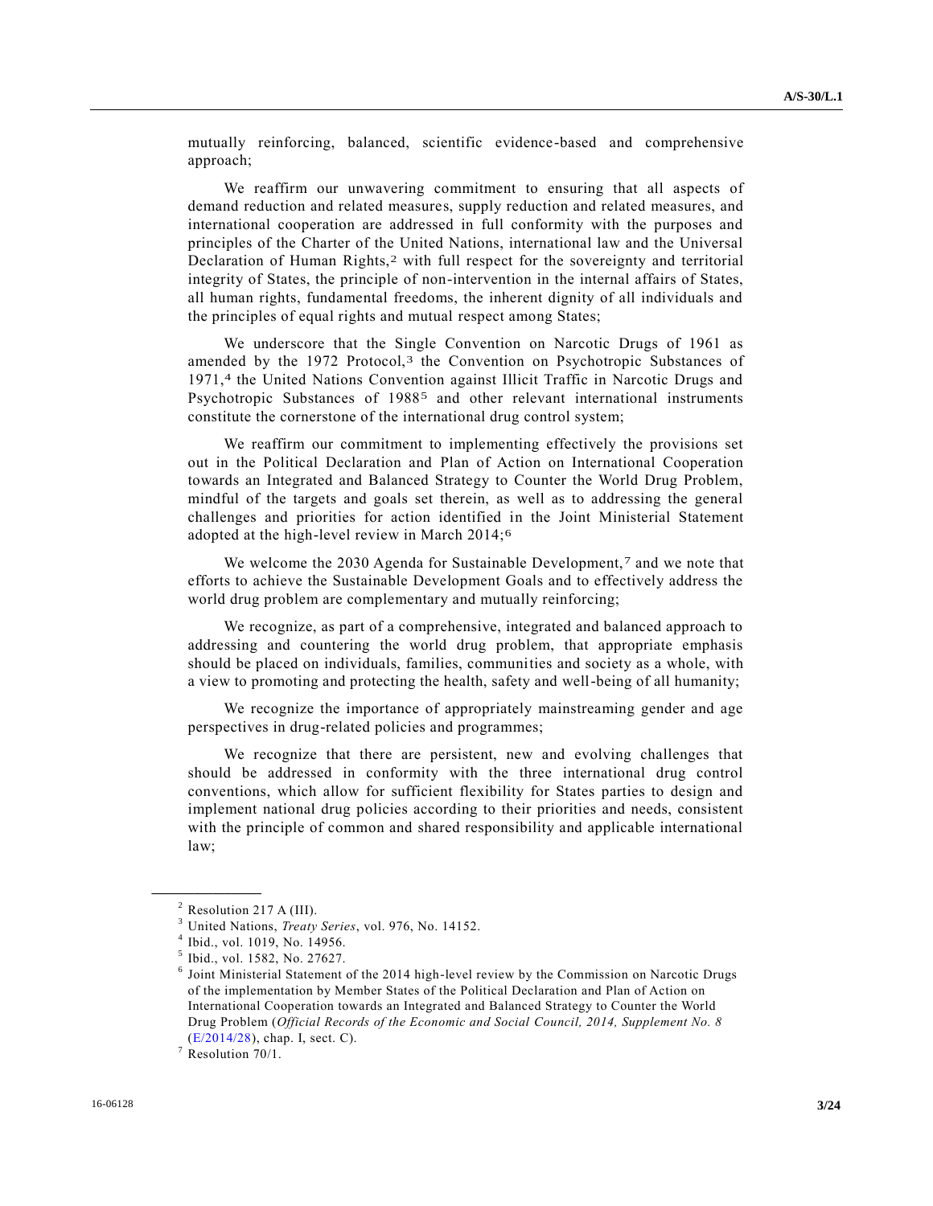mutually reinforcing, balanced, scientific evidence-based and comprehensive approach;

We reaffirm our unwavering commitment to ensuring that all aspects of demand reduction and related measures, supply reduction and related measures, and international cooperation are addressed in full conformity with the purposes and principles of the Charter of the United Nations, international law and the Universal Declaration of Human Rights,[2] with full respect for the sovereignty and territorial integrity of States, the principle of non-intervention in the internal affairs of States, all human rights, fundamental freedoms, the inherent dignity of all individuals and the principles of equal rights and mutual respect among States;

We underscore that the Single Convention on Narcotic Drugs of 1961 as amended by the 1972 Protocol,[3] the Convention on Psychotropic Substances of 1971,[4] the United Nations Convention against Illicit Traffic in Narcotic Drugs and Psychotropic Substances of 1988[5] and other relevant international instruments constitute the cornerstone of the international drug control system;

We reaffirm our commitment to implementing effectively the provisions set out in the Political Declaration and Plan of Action on International Cooperation towards an Integrated and Balanced Strategy to Counter the World Drug Problem, mindful of the targets and goals set therein, as well as to addressing the general challenges and priorities for action identified in the Joint Ministerial Statement adopted at the high-level review in March 2014;[6]

We welcome the 2030 Agenda for Sustainable Development,[7] and we note that efforts to achieve the Sustainable Development Goals and to effectively address the world drug problem are complementary and mutually reinforcing;

We recognize, as part of a comprehensive, integrated and balanced approach to addressing and countering the world drug problem, that appropriate emphasis should be placed on individuals, families, communities and society as a whole, with a view to promoting and protecting the health, safety and well-being of all humanity;

We recognize the importance of appropriately mainstreaming gender and age perspectives in drug-related policies and programmes;

We recognize that there are persistent, new and evolving challenges that should be addressed in conformity with the three international drug control conventions, which allow for sufficient flexibility for States parties to design and implement national drug policies according to their priorities and needs, consistent with the principle of common and shared responsibility and applicable international law;

---

[2] Resolution 217 A (III).

[3] United Nations, *Treaty Series*, vol. 976, No. 14152.

[4] Ibid., vol. 1019, No. 14956.

[5] Ibid., vol. 1582, No. 27627.

[6] Joint Ministerial Statement of the 2014 high-level review by the Commission on Narcotic Drugs of the implementation by Member States of the Political Declaration and Plan of Action on International Cooperation towards an Integrated and Balanced Strategy to Counter the World Drug Problem (*Official Records of the Economic and Social Council, 2014, Supplement No. 8* (E/2014/28), chap. I, sect. C).

[7] Resolution 70/1.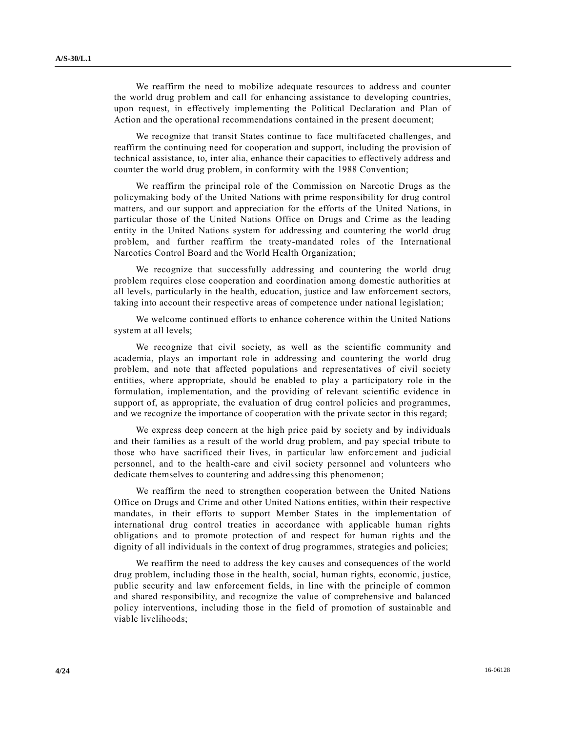We reaffirm the need to mobilize adequate resources to address and counter the world drug problem and call for enhancing assistance to developing countries, upon request, in effectively implementing the Political Declaration and Plan of Action and the operational recommendations contained in the present document;

We recognize that transit States continue to face multifaceted challenges, and reaffirm the continuing need for cooperation and support, including the provision of technical assistance, to, inter alia, enhance their capacities to effectively address and counter the world drug problem, in conformity with the 1988 Convention;

We reaffirm the principal role of the Commission on Narcotic Drugs as the policymaking body of the United Nations with prime responsibility for drug control matters, and our support and appreciation for the efforts of the United Nations, in particular those of the United Nations Office on Drugs and Crime as the leading entity in the United Nations system for addressing and countering the world drug problem, and further reaffirm the treaty-mandated roles of the International Narcotics Control Board and the World Health Organization;

We recognize that successfully addressing and countering the world drug problem requires close cooperation and coordination among domestic authorities at all levels, particularly in the health, education, justice and law enforcement sectors, taking into account their respective areas of competence under national legislation;

We welcome continued efforts to enhance coherence within the United Nations system at all levels;

We recognize that civil society, as well as the scientific community and academia, plays an important role in addressing and countering the world drug problem, and note that affected populations and representatives of civil society entities, where appropriate, should be enabled to play a participatory role in the formulation, implementation, and the providing of relevant scientific evidence in support of, as appropriate, the evaluation of drug control policies and programmes, and we recognize the importance of cooperation with the private sector in this regard;

We express deep concern at the high price paid by society and by individuals and their families as a result of the world drug problem, and pay special tribute to those who have sacrificed their lives, in particular law enforcement and judicial personnel, and to the health-care and civil society personnel and volunteers who dedicate themselves to countering and addressing this phenomenon;

We reaffirm the need to strengthen cooperation between the United Nations Office on Drugs and Crime and other United Nations entities, within their respective mandates, in their efforts to support Member States in the implementation of international drug control treaties in accordance with applicable human rights obligations and to promote protection of and respect for human rights and the dignity of all individuals in the context of drug programmes, strategies and policies;

We reaffirm the need to address the key causes and consequences of the world drug problem, including those in the health, social, human rights, economic, justice, public security and law enforcement fields, in line with the principle of common and shared responsibility, and recognize the value of comprehensive and balanced policy interventions, including those in the field of promotion of sustainable and viable livelihoods;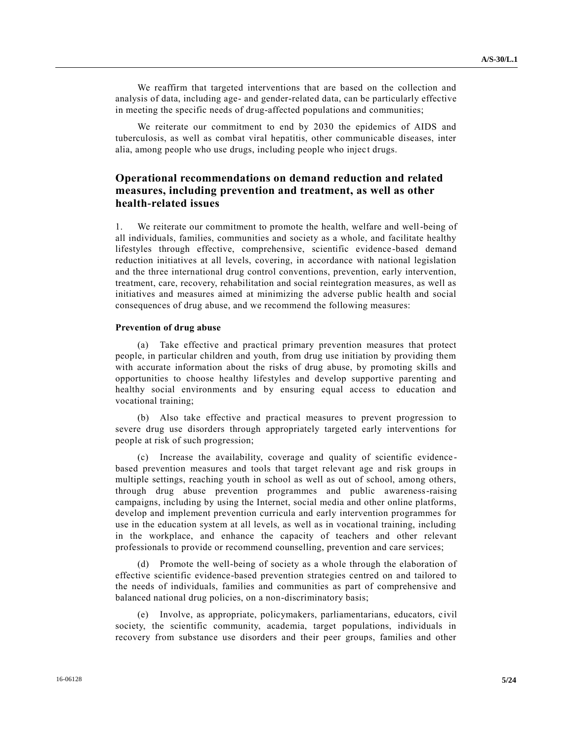We reaffirm that targeted interventions that are based on the collection and analysis of data, including age- and gender-related data, can be particularly effective in meeting the specific needs of drug-affected populations and communities;

We reiterate our commitment to end by 2030 the epidemics of AIDS and tuberculosis, as well as combat viral hepatitis, other communicable diseases, inter alia, among people who use drugs, including people who inject drugs.

## Operational recommendations on demand reduction and related measures, including prevention and treatment, as well as other health-related issues

1. We reiterate our commitment to promote the health, welfare and well-being of all individuals, families, communities and society as a whole, and facilitate healthy lifestyles through effective, comprehensive, scientific evidence-based demand reduction initiatives at all levels, covering, in accordance with national legislation and the three international drug control conventions, prevention, early intervention, treatment, care, recovery, rehabilitation and social reintegration measures, as well as initiatives and measures aimed at minimizing the adverse public health and social consequences of drug abuse, and we recommend the following measures:

**Prevention of drug abuse**

(a) Take effective and practical primary prevention measures that protect people, in particular children and youth, from drug use initiation by providing them with accurate information about the risks of drug abuse, by promoting skills and opportunities to choose healthy lifestyles and develop supportive parenting and healthy social environments and by ensuring equal access to education and vocational training;

(b) Also take effective and practical measures to prevent progression to severe drug use disorders through appropriately targeted early interventions for people at risk of such progression;

(c) Increase the availability, coverage and quality of scientific evidence-based prevention measures and tools that target relevant age and risk groups in multiple settings, reaching youth in school as well as out of school, among others, through drug abuse prevention programmes and public awareness-raising campaigns, including by using the Internet, social media and other online platforms, develop and implement prevention curricula and early intervention programmes for use in the education system at all levels, as well as in vocational training, including in the workplace, and enhance the capacity of teachers and other relevant professionals to provide or recommend counselling, prevention and care services;

(d) Promote the well-being of society as a whole through the elaboration of effective scientific evidence-based prevention strategies centred on and tailored to the needs of individuals, families and communities as part of comprehensive and balanced national drug policies, on a non-discriminatory basis;

(e) Involve, as appropriate, policymakers, parliamentarians, educators, civil society, the scientific community, academia, target populations, individuals in recovery from substance use disorders and their peer groups, families and other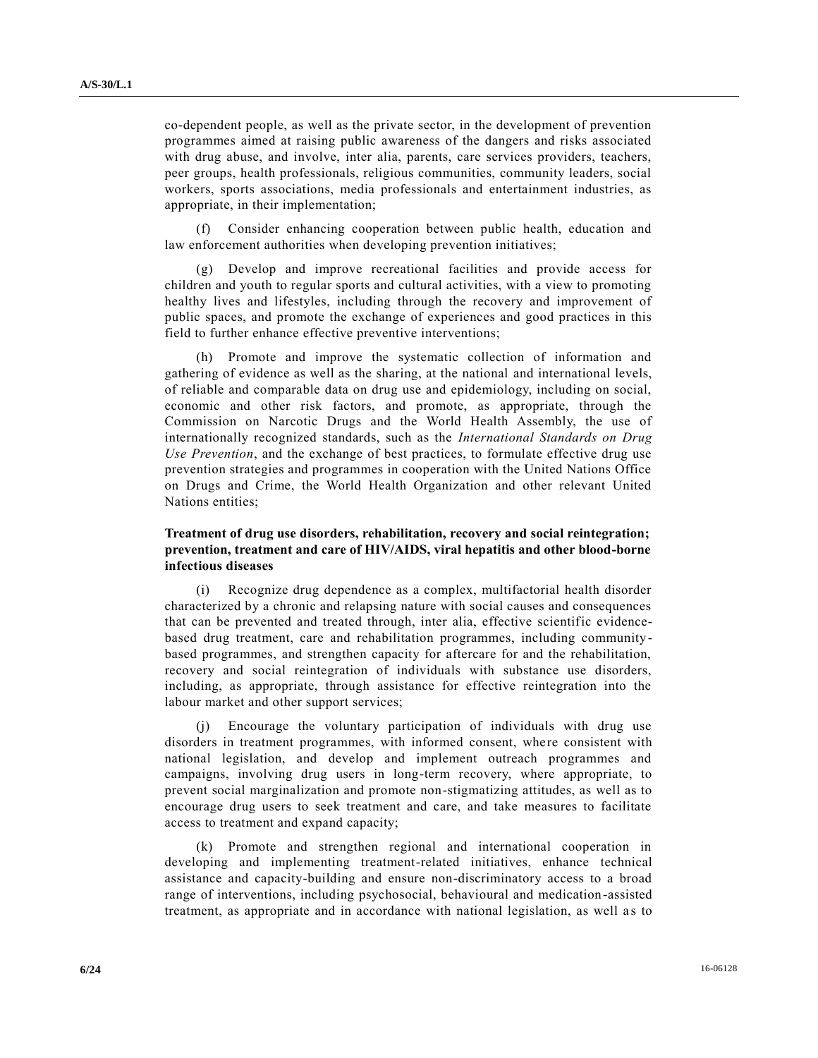co-dependent people, as well as the private sector, in the development of prevention programmes aimed at raising public awareness of the dangers and risks associated with drug abuse, and involve, inter alia, parents, care services providers, teachers, peer groups, health professionals, religious communities, community leaders, social workers, sports associations, media professionals and entertainment industries, as appropriate, in their implementation;

(f) Consider enhancing cooperation between public health, education and law enforcement authorities when developing prevention initiatives;

(g) Develop and improve recreational facilities and provide access for children and youth to regular sports and cultural activities, with a view to promoting healthy lives and lifestyles, including through the recovery and improvement of public spaces, and promote the exchange of experiences and good practices in this field to further enhance effective preventive interventions;

(h) Promote and improve the systematic collection of information and gathering of evidence as well as the sharing, at the national and international levels, of reliable and comparable data on drug use and epidemiology, including on social, economic and other risk factors, and promote, as appropriate, through the Commission on Narcotic Drugs and the World Health Assembly, the use of internationally recognized standards, such as the *International Standards on Drug Use Prevention*, and the exchange of best practices, to formulate effective drug use prevention strategies and programmes in cooperation with the United Nations Office on Drugs and Crime, the World Health Organization and other relevant United Nations entities;

**Treatment of drug use disorders, rehabilitation, recovery and social reintegration; prevention, treatment and care of HIV/AIDS, viral hepatitis and other blood-borne infectious diseases**

(i) Recognize drug dependence as a complex, multifactorial health disorder characterized by a chronic and relapsing nature with social causes and consequences that can be prevented and treated through, inter alia, effective scientific evidence-based drug treatment, care and rehabilitation programmes, including community-based programmes, and strengthen capacity for aftercare for and the rehabilitation, recovery and social reintegration of individuals with substance use disorders, including, as appropriate, through assistance for effective reintegration into the labour market and other support services;

(j) Encourage the voluntary participation of individuals with drug use disorders in treatment programmes, with informed consent, where consistent with national legislation, and develop and implement outreach programmes and campaigns, involving drug users in long-term recovery, where appropriate, to prevent social marginalization and promote non-stigmatizing attitudes, as well as to encourage drug users to seek treatment and care, and take measures to facilitate access to treatment and expand capacity;

(k) Promote and strengthen regional and international cooperation in developing and implementing treatment-related initiatives, enhance technical assistance and capacity-building and ensure non-discriminatory access to a broad range of interventions, including psychosocial, behavioural and medication-assisted treatment, as appropriate and in accordance with national legislation, as well as to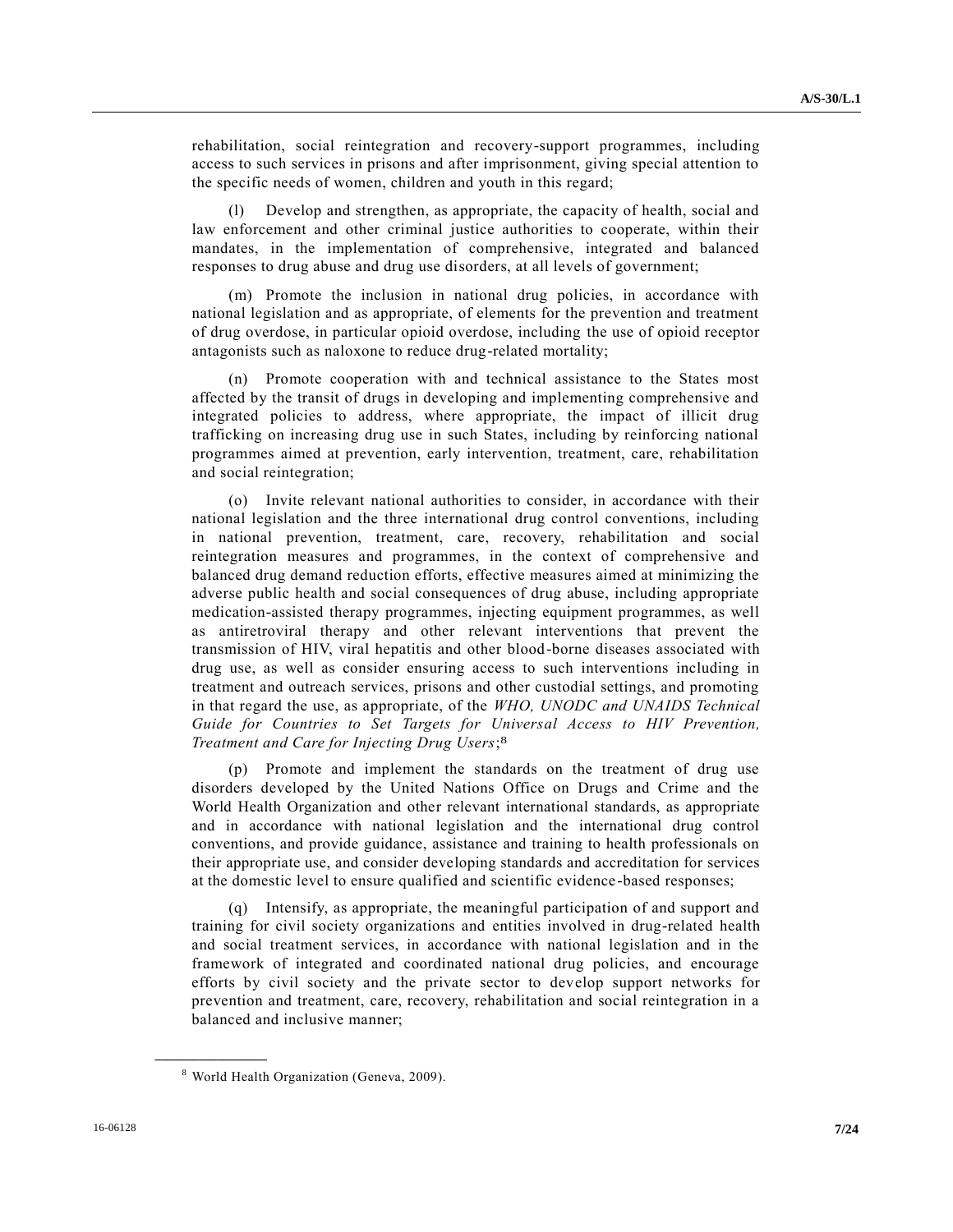rehabilitation, social reintegration and recovery-support programmes, including access to such services in prisons and after imprisonment, giving special attention to the specific needs of women, children and youth in this regard;

(l) Develop and strengthen, as appropriate, the capacity of health, social and law enforcement and other criminal justice authorities to cooperate, within their mandates, in the implementation of comprehensive, integrated and balanced responses to drug abuse and drug use disorders, at all levels of government;

(m) Promote the inclusion in national drug policies, in accordance with national legislation and as appropriate, of elements for the prevention and treatment of drug overdose, in particular opioid overdose, including the use of opioid receptor antagonists such as naloxone to reduce drug-related mortality;

(n) Promote cooperation with and technical assistance to the States most affected by the transit of drugs in developing and implementing comprehensive and integrated policies to address, where appropriate, the impact of illicit drug trafficking on increasing drug use in such States, including by reinforcing national programmes aimed at prevention, early intervention, treatment, care, rehabilitation and social reintegration;

(o) Invite relevant national authorities to consider, in accordance with their national legislation and the three international drug control conventions, including in national prevention, treatment, care, recovery, rehabilitation and social reintegration measures and programmes, in the context of comprehensive and balanced drug demand reduction efforts, effective measures aimed at minimizing the adverse public health and social consequences of drug abuse, including appropriate medication-assisted therapy programmes, injecting equipment programmes, as well as antiretroviral therapy and other relevant interventions that prevent the transmission of HIV, viral hepatitis and other blood-borne diseases associated with drug use, as well as consider ensuring access to such interventions including in treatment and outreach services, prisons and other custodial settings, and promoting in that regard the use, as appropriate, of the *WHO, UNODC and UNAIDS Technical Guide for Countries to Set Targets for Universal Access to HIV Prevention, Treatment and Care for Injecting Drug Users*;[8]

(p) Promote and implement the standards on the treatment of drug use disorders developed by the United Nations Office on Drugs and Crime and the World Health Organization and other relevant international standards, as appropriate and in accordance with national legislation and the international drug control conventions, and provide guidance, assistance and training to health professionals on their appropriate use, and consider developing standards and accreditation for services at the domestic level to ensure qualified and scientific evidence-based responses;

(q) Intensify, as appropriate, the meaningful participation of and support and training for civil society organizations and entities involved in drug-related health and social treatment services, in accordance with national legislation and in the framework of integrated and coordinated national drug policies, and encourage efforts by civil society and the private sector to develop support networks for prevention and treatment, care, recovery, rehabilitation and social reintegration in a balanced and inclusive manner;

---

[8] World Health Organization (Geneva, 2009).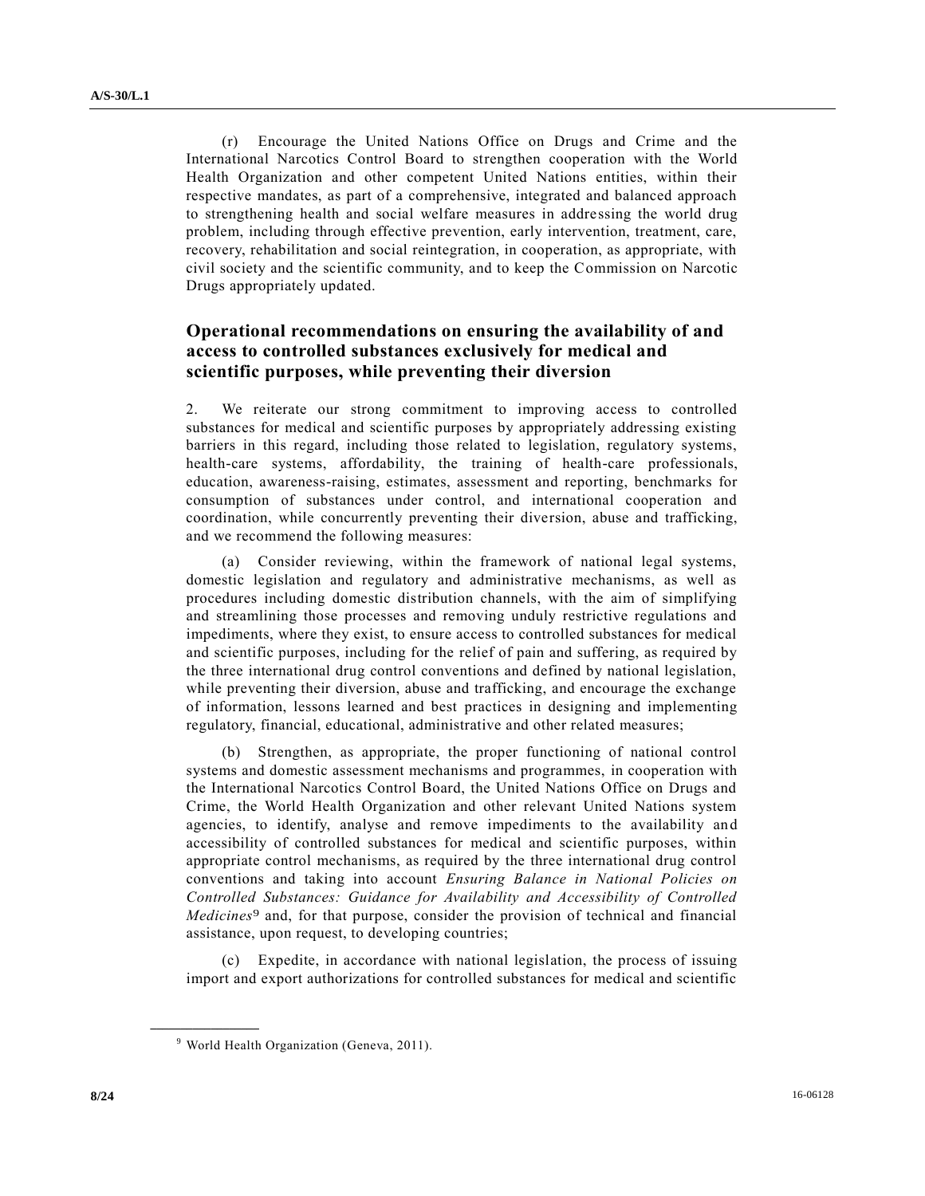(r) Encourage the United Nations Office on Drugs and Crime and the International Narcotics Control Board to strengthen cooperation with the World Health Organization and other competent United Nations entities, within their respective mandates, as part of a comprehensive, integrated and balanced approach to strengthening health and social welfare measures in addressing the world drug problem, including through effective prevention, early intervention, treatment, care, recovery, rehabilitation and social reintegration, in cooperation, as appropriate, with civil society and the scientific community, and to keep the Commission on Narcotic Drugs appropriately updated.

## Operational recommendations on ensuring the availability of and access to controlled substances exclusively for medical and scientific purposes, while preventing their diversion

2. We reiterate our strong commitment to improving access to controlled substances for medical and scientific purposes by appropriately addressing existing barriers in this regard, including those related to legislation, regulatory systems, health-care systems, affordability, the training of health-care professionals, education, awareness-raising, estimates, assessment and reporting, benchmarks for consumption of substances under control, and international cooperation and coordination, while concurrently preventing their diversion, abuse and trafficking, and we recommend the following measures:

(a) Consider reviewing, within the framework of national legal systems, domestic legislation and regulatory and administrative mechanisms, as well as procedures including domestic distribution channels, with the aim of simplifying and streamlining those processes and removing unduly restrictive regulations and impediments, where they exist, to ensure access to controlled substances for medical and scientific purposes, including for the relief of pain and suffering, as required by the three international drug control conventions and defined by national legislation, while preventing their diversion, abuse and trafficking, and encourage the exchange of information, lessons learned and best practices in designing and implementing regulatory, financial, educational, administrative and other related measures;

(b) Strengthen, as appropriate, the proper functioning of national control systems and domestic assessment mechanisms and programmes, in cooperation with the International Narcotics Control Board, the United Nations Office on Drugs and Crime, the World Health Organization and other relevant United Nations system agencies, to identify, analyse and remove impediments to the availability and accessibility of controlled substances for medical and scientific purposes, within appropriate control mechanisms, as required by the three international drug control conventions and taking into account *Ensuring Balance in National Policies on Controlled Substances: Guidance for Availability and Accessibility of Controlled Medicines*[9] and, for that purpose, consider the provision of technical and financial assistance, upon request, to developing countries;

(c) Expedite, in accordance with national legislation, the process of issuing import and export authorizations for controlled substances for medical and scientific

[9] World Health Organization (Geneva, 2011).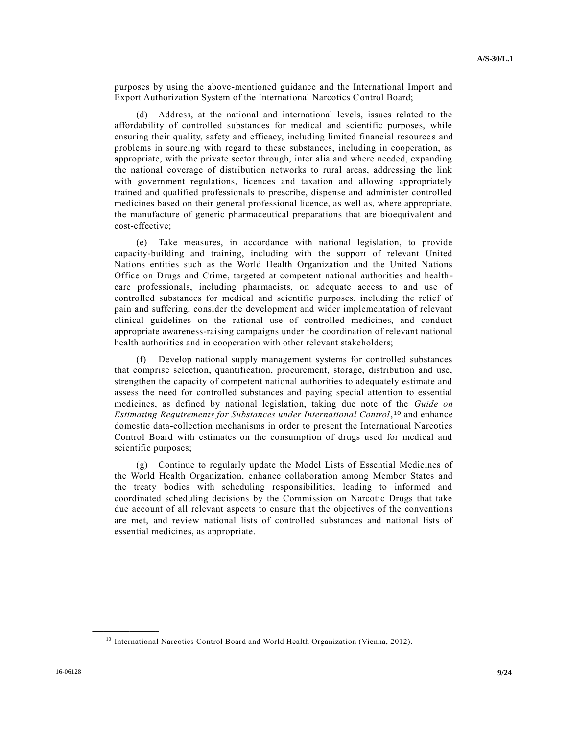purposes by using the above-mentioned guidance and the International Import and Export Authorization System of the International Narcotics Control Board;

(d) Address, at the national and international levels, issues related to the affordability of controlled substances for medical and scientific purposes, while ensuring their quality, safety and efficacy, including limited financial resources and problems in sourcing with regard to these substances, including in cooperation, as appropriate, with the private sector through, inter alia and where needed, expanding the national coverage of distribution networks to rural areas, addressing the link with government regulations, licences and taxation and allowing appropriately trained and qualified professionals to prescribe, dispense and administer controlled medicines based on their general professional licence, as well as, where appropriate, the manufacture of generic pharmaceutical preparations that are bioequivalent and cost-effective;

(e) Take measures, in accordance with national legislation, to provide capacity-building and training, including with the support of relevant United Nations entities such as the World Health Organization and the United Nations Office on Drugs and Crime, targeted at competent national authorities and health-care professionals, including pharmacists, on adequate access to and use of controlled substances for medical and scientific purposes, including the relief of pain and suffering, consider the development and wider implementation of relevant clinical guidelines on the rational use of controlled medicines, and conduct appropriate awareness-raising campaigns under the coordination of relevant national health authorities and in cooperation with other relevant stakeholders;

(f) Develop national supply management systems for controlled substances that comprise selection, quantification, procurement, storage, distribution and use, strengthen the capacity of competent national authorities to adequately estimate and assess the need for controlled substances and paying special attention to essential medicines, as defined by national legislation, taking due note of the *Guide on Estimating Requirements for Substances under International Control*,[10] and enhance domestic data-collection mechanisms in order to present the International Narcotics Control Board with estimates on the consumption of drugs used for medical and scientific purposes;

(g) Continue to regularly update the Model Lists of Essential Medicines of the World Health Organization, enhance collaboration among Member States and the treaty bodies with scheduling responsibilities, leading to informed and coordinated scheduling decisions by the Commission on Narcotic Drugs that take due account of all relevant aspects to ensure that the objectives of the conventions are met, and review national lists of controlled substances and national lists of essential medicines, as appropriate.

---

[10] International Narcotics Control Board and World Health Organization (Vienna, 2012).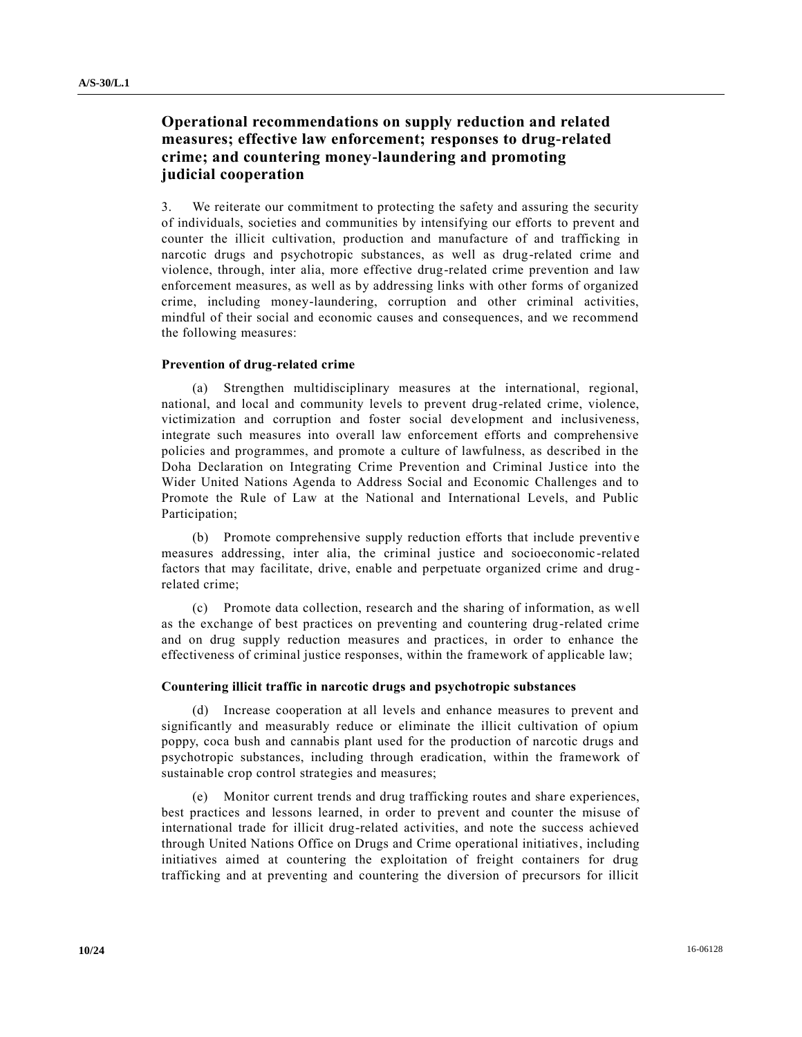## Operational recommendations on supply reduction and related measures; effective law enforcement; responses to drug-related crime; and countering money-laundering and promoting judicial cooperation

3. We reiterate our commitment to protecting the safety and assuring the security of individuals, societies and communities by intensifying our efforts to prevent and counter the illicit cultivation, production and manufacture of and trafficking in narcotic drugs and psychotropic substances, as well as drug-related crime and violence, through, inter alia, more effective drug-related crime prevention and law enforcement measures, as well as by addressing links with other forms of organized crime, including money-laundering, corruption and other criminal activities, mindful of their social and economic causes and consequences, and we recommend the following measures:

### Prevention of drug-related crime

(a) Strengthen multidisciplinary measures at the international, regional, national, and local and community levels to prevent drug-related crime, violence, victimization and corruption and foster social development and inclusiveness, integrate such measures into overall law enforcement efforts and comprehensive policies and programmes, and promote a culture of lawfulness, as described in the Doha Declaration on Integrating Crime Prevention and Criminal Justice into the Wider United Nations Agenda to Address Social and Economic Challenges and to Promote the Rule of Law at the National and International Levels, and Public Participation;

(b) Promote comprehensive supply reduction efforts that include preventive measures addressing, inter alia, the criminal justice and socioeconomic-related factors that may facilitate, drive, enable and perpetuate organized crime and drug-related crime;

(c) Promote data collection, research and the sharing of information, as well as the exchange of best practices on preventing and countering drug-related crime and on drug supply reduction measures and practices, in order to enhance the effectiveness of criminal justice responses, within the framework of applicable law;

### Countering illicit traffic in narcotic drugs and psychotropic substances

(d) Increase cooperation at all levels and enhance measures to prevent and significantly and measurably reduce or eliminate the illicit cultivation of opium poppy, coca bush and cannabis plant used for the production of narcotic drugs and psychotropic substances, including through eradication, within the framework of sustainable crop control strategies and measures;

(e) Monitor current trends and drug trafficking routes and share experiences, best practices and lessons learned, in order to prevent and counter the misuse of international trade for illicit drug-related activities, and note the success achieved through United Nations Office on Drugs and Crime operational initiatives, including initiatives aimed at countering the exploitation of freight containers for drug trafficking and at preventing and countering the diversion of precursors for illicit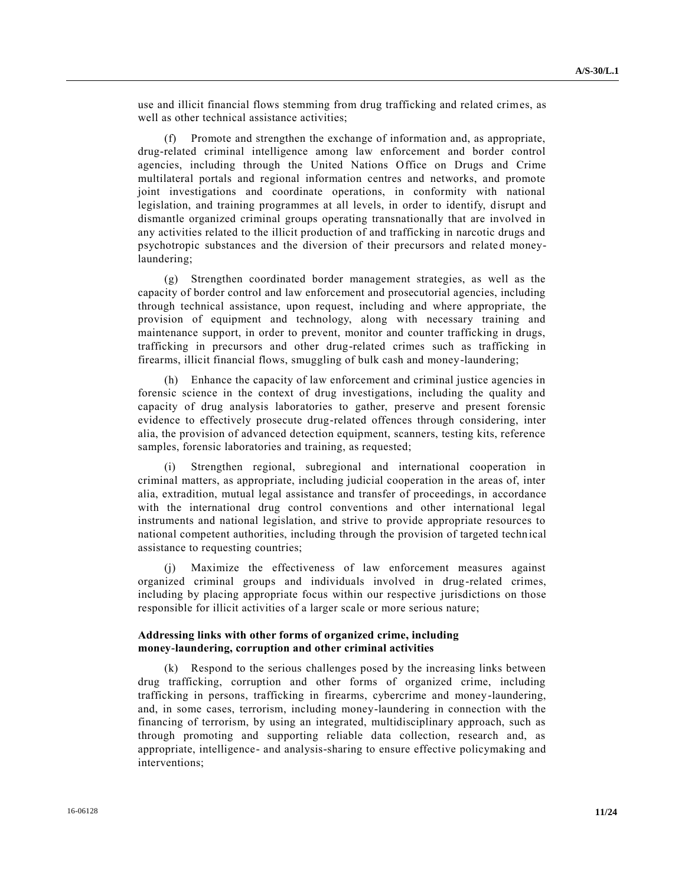use and illicit financial flows stemming from drug trafficking and related crimes, as well as other technical assistance activities;

(f) Promote and strengthen the exchange of information and, as appropriate, drug-related criminal intelligence among law enforcement and border control agencies, including through the United Nations Office on Drugs and Crime multilateral portals and regional information centres and networks, and promote joint investigations and coordinate operations, in conformity with national legislation, and training programmes at all levels, in order to identify, disrupt and dismantle organized criminal groups operating transnationally that are involved in any activities related to the illicit production of and trafficking in narcotic drugs and psychotropic substances and the diversion of their precursors and related money-laundering;

(g) Strengthen coordinated border management strategies, as well as the capacity of border control and law enforcement and prosecutorial agencies, including through technical assistance, upon request, including and where appropriate, the provision of equipment and technology, along with necessary training and maintenance support, in order to prevent, monitor and counter trafficking in drugs, trafficking in precursors and other drug-related crimes such as trafficking in firearms, illicit financial flows, smuggling of bulk cash and money-laundering;

(h) Enhance the capacity of law enforcement and criminal justice agencies in forensic science in the context of drug investigations, including the quality and capacity of drug analysis laboratories to gather, preserve and present forensic evidence to effectively prosecute drug-related offences through considering, inter alia, the provision of advanced detection equipment, scanners, testing kits, reference samples, forensic laboratories and training, as requested;

(i) Strengthen regional, subregional and international cooperation in criminal matters, as appropriate, including judicial cooperation in the areas of, inter alia, extradition, mutual legal assistance and transfer of proceedings, in accordance with the international drug control conventions and other international legal instruments and national legislation, and strive to provide appropriate resources to national competent authorities, including through the provision of targeted technical assistance to requesting countries;

(j) Maximize the effectiveness of law enforcement measures against organized criminal groups and individuals involved in drug-related crimes, including by placing appropriate focus within our respective jurisdictions on those responsible for illicit activities of a larger scale or more serious nature;

**Addressing links with other forms of organized crime, including money-laundering, corruption and other criminal activities**

(k) Respond to the serious challenges posed by the increasing links between drug trafficking, corruption and other forms of organized crime, including trafficking in persons, trafficking in firearms, cybercrime and money-laundering, and, in some cases, terrorism, including money-laundering in connection with the financing of terrorism, by using an integrated, multidisciplinary approach, such as through promoting and supporting reliable data collection, research and, as appropriate, intelligence- and analysis-sharing to ensure effective policymaking and interventions;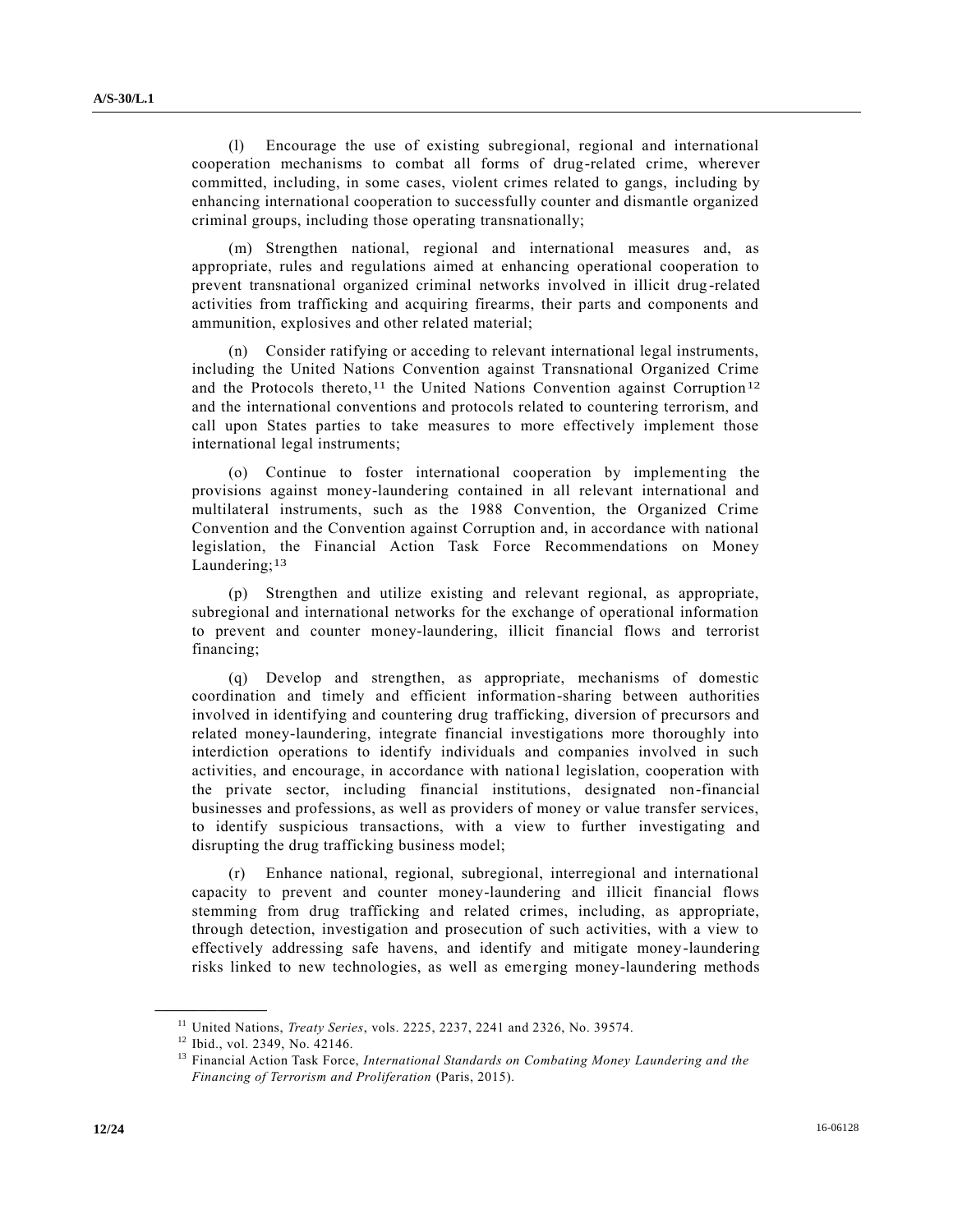(l) Encourage the use of existing subregional, regional and international cooperation mechanisms to combat all forms of drug-related crime, wherever committed, including, in some cases, violent crimes related to gangs, including by enhancing international cooperation to successfully counter and dismantle organized criminal groups, including those operating transnationally;

(m) Strengthen national, regional and international measures and, as appropriate, rules and regulations aimed at enhancing operational cooperation to prevent transnational organized criminal networks involved in illicit drug-related activities from trafficking and acquiring firearms, their parts and components and ammunition, explosives and other related material;

(n) Consider ratifying or acceding to relevant international legal instruments, including the United Nations Convention against Transnational Organized Crime and the Protocols thereto,[11] the United Nations Convention against Corruption[12] and the international conventions and protocols related to countering terrorism, and call upon States parties to take measures to more effectively implement those international legal instruments;

(o) Continue to foster international cooperation by implementing the provisions against money-laundering contained in all relevant international and multilateral instruments, such as the 1988 Convention, the Organized Crime Convention and the Convention against Corruption and, in accordance with national legislation, the Financial Action Task Force Recommendations on Money Laundering;[13]

(p) Strengthen and utilize existing and relevant regional, as appropriate, subregional and international networks for the exchange of operational information to prevent and counter money-laundering, illicit financial flows and terrorist financing;

(q) Develop and strengthen, as appropriate, mechanisms of domestic coordination and timely and efficient information-sharing between authorities involved in identifying and countering drug trafficking, diversion of precursors and related money-laundering, integrate financial investigations more thoroughly into interdiction operations to identify individuals and companies involved in such activities, and encourage, in accordance with national legislation, cooperation with the private sector, including financial institutions, designated non-financial businesses and professions, as well as providers of money or value transfer services, to identify suspicious transactions, with a view to further investigating and disrupting the drug trafficking business model;

(r) Enhance national, regional, subregional, interregional and international capacity to prevent and counter money-laundering and illicit financial flows stemming from drug trafficking and related crimes, including, as appropriate, through detection, investigation and prosecution of such activities, with a view to effectively addressing safe havens, and identify and mitigate money-laundering risks linked to new technologies, as well as emerging money-laundering methods

---

[11] United Nations, *Treaty Series*, vols. 2225, 2237, 2241 and 2326, No. 39574.

[12] Ibid., vol. 2349, No. 42146.

[13] Financial Action Task Force, *International Standards on Combating Money Laundering and the Financing of Terrorism and Proliferation* (Paris, 2015).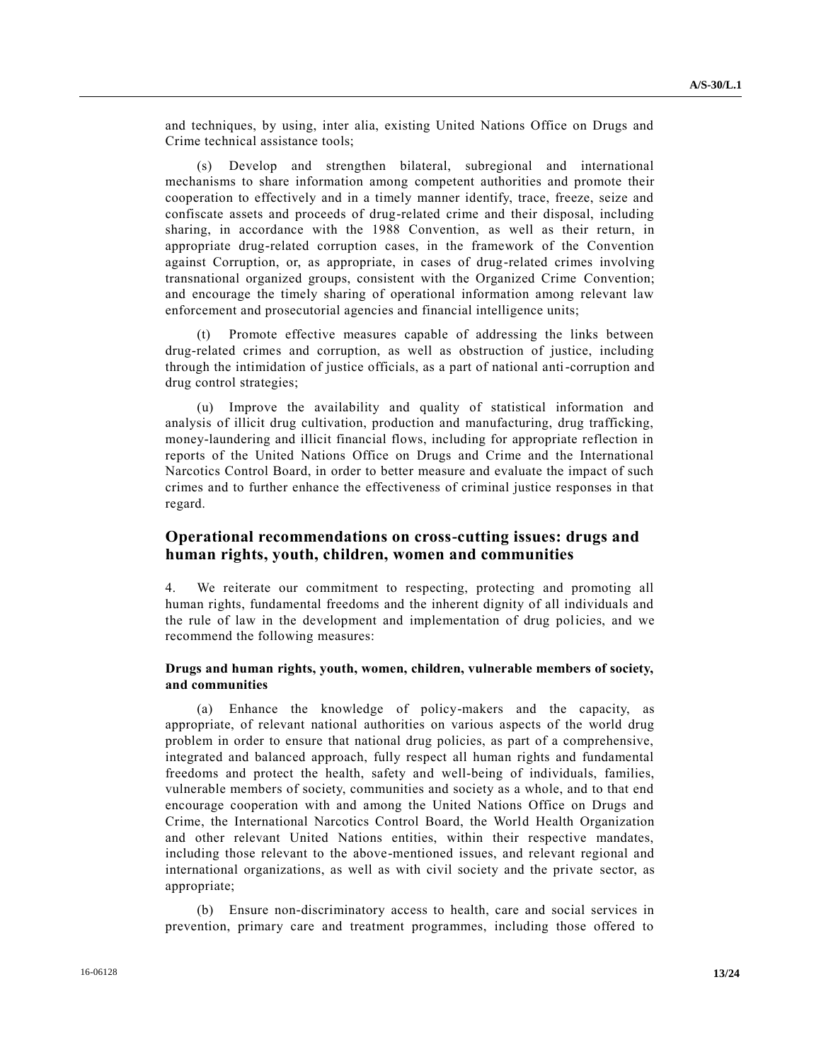and techniques, by using, inter alia, existing United Nations Office on Drugs and Crime technical assistance tools;

(s) Develop and strengthen bilateral, subregional and international mechanisms to share information among competent authorities and promote their cooperation to effectively and in a timely manner identify, trace, freeze, seize and confiscate assets and proceeds of drug-related crime and their disposal, including sharing, in accordance with the 1988 Convention, as well as their return, in appropriate drug-related corruption cases, in the framework of the Convention against Corruption, or, as appropriate, in cases of drug-related crimes involving transnational organized groups, consistent with the Organized Crime Convention; and encourage the timely sharing of operational information among relevant law enforcement and prosecutorial agencies and financial intelligence units;

(t) Promote effective measures capable of addressing the links between drug-related crimes and corruption, as well as obstruction of justice, including through the intimidation of justice officials, as a part of national anti-corruption and drug control strategies;

(u) Improve the availability and quality of statistical information and analysis of illicit drug cultivation, production and manufacturing, drug trafficking, money-laundering and illicit financial flows, including for appropriate reflection in reports of the United Nations Office on Drugs and Crime and the International Narcotics Control Board, in order to better measure and evaluate the impact of such crimes and to further enhance the effectiveness of criminal justice responses in that regard.

## Operational recommendations on cross-cutting issues: drugs and human rights, youth, children, women and communities

4. We reiterate our commitment to respecting, protecting and promoting all human rights, fundamental freedoms and the inherent dignity of all individuals and the rule of law in the development and implementation of drug policies, and we recommend the following measures:

### Drugs and human rights, youth, women, children, vulnerable members of society, and communities

(a) Enhance the knowledge of policy-makers and the capacity, as appropriate, of relevant national authorities on various aspects of the world drug problem in order to ensure that national drug policies, as part of a comprehensive, integrated and balanced approach, fully respect all human rights and fundamental freedoms and protect the health, safety and well-being of individuals, families, vulnerable members of society, communities and society as a whole, and to that end encourage cooperation with and among the United Nations Office on Drugs and Crime, the International Narcotics Control Board, the World Health Organization and other relevant United Nations entities, within their respective mandates, including those relevant to the above-mentioned issues, and relevant regional and international organizations, as well as with civil society and the private sector, as appropriate;

(b) Ensure non-discriminatory access to health, care and social services in prevention, primary care and treatment programmes, including those offered to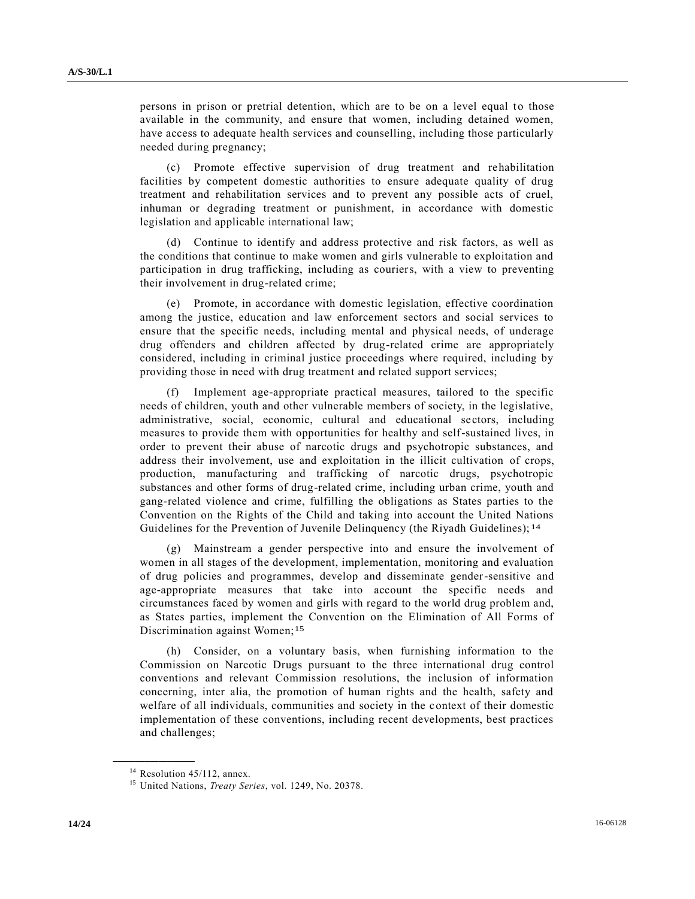persons in prison or pretrial detention, which are to be on a level equal to those available in the community, and ensure that women, including detained women, have access to adequate health services and counselling, including those particularly needed during pregnancy;

(c) Promote effective supervision of drug treatment and rehabilitation facilities by competent domestic authorities to ensure adequate quality of drug treatment and rehabilitation services and to prevent any possible acts of cruel, inhuman or degrading treatment or punishment, in accordance with domestic legislation and applicable international law;

(d) Continue to identify and address protective and risk factors, as well as the conditions that continue to make women and girls vulnerable to exploitation and participation in drug trafficking, including as couriers, with a view to preventing their involvement in drug-related crime;

(e) Promote, in accordance with domestic legislation, effective coordination among the justice, education and law enforcement sectors and social services to ensure that the specific needs, including mental and physical needs, of underage drug offenders and children affected by drug-related crime are appropriately considered, including in criminal justice proceedings where required, including by providing those in need with drug treatment and related support services;

(f) Implement age-appropriate practical measures, tailored to the specific needs of children, youth and other vulnerable members of society, in the legislative, administrative, social, economic, cultural and educational sectors, including measures to provide them with opportunities for healthy and self-sustained lives, in order to prevent their abuse of narcotic drugs and psychotropic substances, and address their involvement, use and exploitation in the illicit cultivation of crops, production, manufacturing and trafficking of narcotic drugs, psychotropic substances and other forms of drug-related crime, including urban crime, youth and gang-related violence and crime, fulfilling the obligations as States parties to the Convention on the Rights of the Child and taking into account the United Nations Guidelines for the Prevention of Juvenile Delinquency (the Riyadh Guidelines);[14]

(g) Mainstream a gender perspective into and ensure the involvement of women in all stages of the development, implementation, monitoring and evaluation of drug policies and programmes, develop and disseminate gender-sensitive and age-appropriate measures that take into account the specific needs and circumstances faced by women and girls with regard to the world drug problem and, as States parties, implement the Convention on the Elimination of All Forms of Discrimination against Women;[15]

(h) Consider, on a voluntary basis, when furnishing information to the Commission on Narcotic Drugs pursuant to the three international drug control conventions and relevant Commission resolutions, the inclusion of information concerning, inter alia, the promotion of human rights and the health, safety and welfare of all individuals, communities and society in the context of their domestic implementation of these conventions, including recent developments, best practices and challenges;

---

[14] Resolution 45/112, annex.

[15] United Nations, *Treaty Series*, vol. 1249, No. 20378.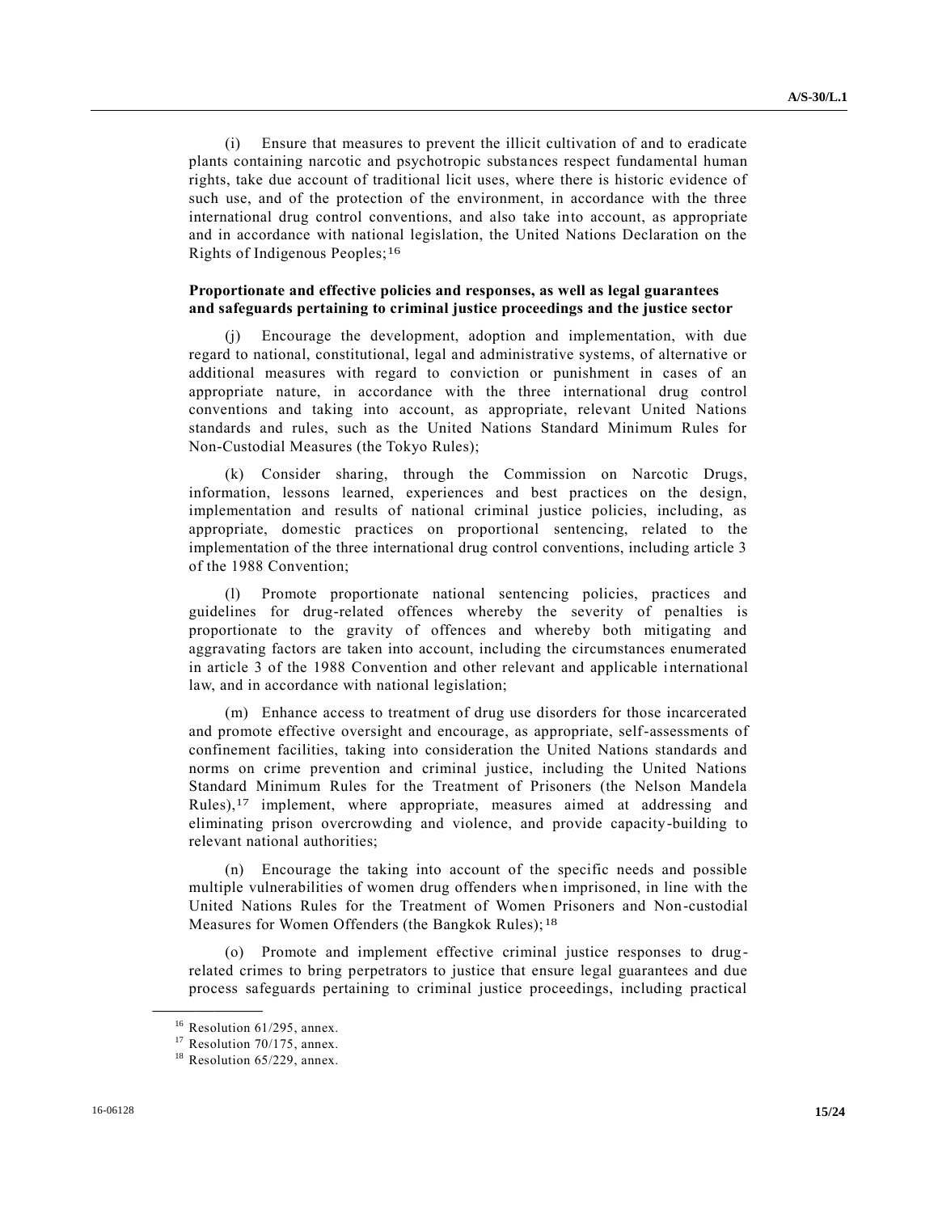(i) Ensure that measures to prevent the illicit cultivation of and to eradicate plants containing narcotic and psychotropic substances respect fundamental human rights, take due account of traditional licit uses, where there is historic evidence of such use, and of the protection of the environment, in accordance with the three international drug control conventions, and also take into account, as appropriate and in accordance with national legislation, the United Nations Declaration on the Rights of Indigenous Peoples;[16]

**Proportionate and effective policies and responses, as well as legal guarantees and safeguards pertaining to criminal justice proceedings and the justice sector**

(j) Encourage the development, adoption and implementation, with due regard to national, constitutional, legal and administrative systems, of alternative or additional measures with regard to conviction or punishment in cases of an appropriate nature, in accordance with the three international drug control conventions and taking into account, as appropriate, relevant United Nations standards and rules, such as the United Nations Standard Minimum Rules for Non-Custodial Measures (the Tokyo Rules);

(k) Consider sharing, through the Commission on Narcotic Drugs, information, lessons learned, experiences and best practices on the design, implementation and results of national criminal justice policies, including, as appropriate, domestic practices on proportional sentencing, related to the implementation of the three international drug control conventions, including article 3 of the 1988 Convention;

(l) Promote proportionate national sentencing policies, practices and guidelines for drug-related offences whereby the severity of penalties is proportionate to the gravity of offences and whereby both mitigating and aggravating factors are taken into account, including the circumstances enumerated in article 3 of the 1988 Convention and other relevant and applicable international law, and in accordance with national legislation;

(m) Enhance access to treatment of drug use disorders for those incarcerated and promote effective oversight and encourage, as appropriate, self-assessments of confinement facilities, taking into consideration the United Nations standards and norms on crime prevention and criminal justice, including the United Nations Standard Minimum Rules for the Treatment of Prisoners (the Nelson Mandela Rules),[17] implement, where appropriate, measures aimed at addressing and eliminating prison overcrowding and violence, and provide capacity-building to relevant national authorities;

(n) Encourage the taking into account of the specific needs and possible multiple vulnerabilities of women drug offenders when imprisoned, in line with the United Nations Rules for the Treatment of Women Prisoners and Non-custodial Measures for Women Offenders (the Bangkok Rules);[18]

(o) Promote and implement effective criminal justice responses to drug-related crimes to bring perpetrators to justice that ensure legal guarantees and due process safeguards pertaining to criminal justice proceedings, including practical

---

[16] Resolution 61/295, annex.

[17] Resolution 70/175, annex.

[18] Resolution 65/229, annex.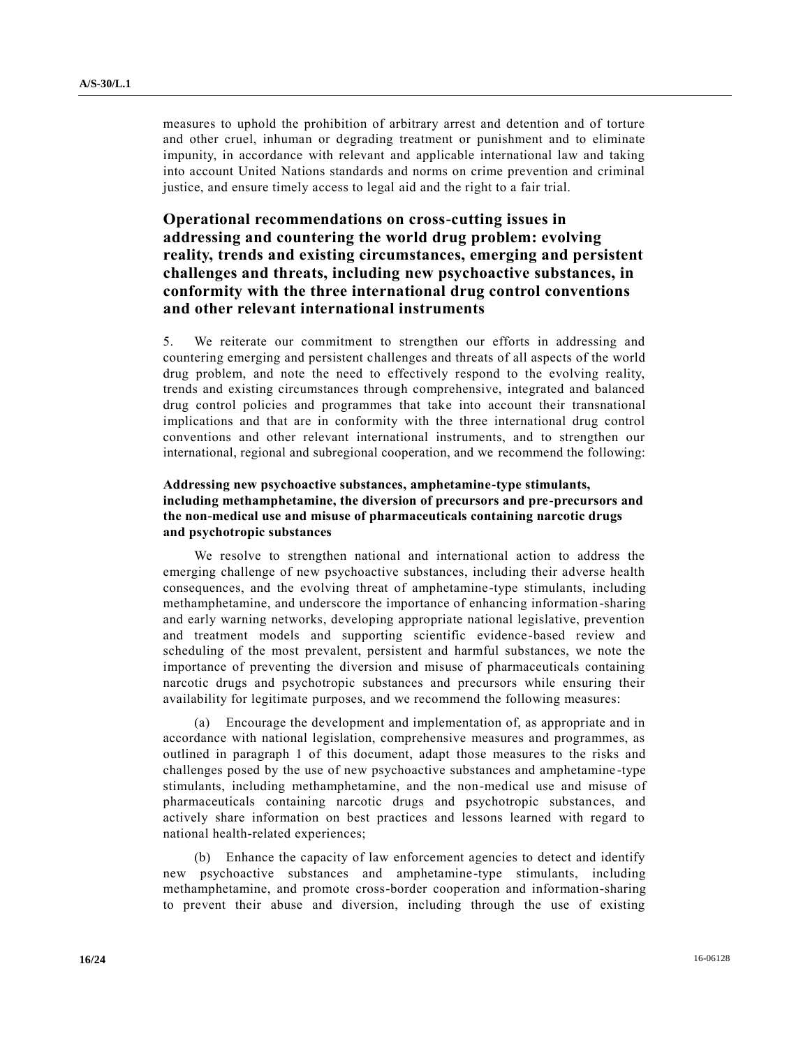measures to uphold the prohibition of arbitrary arrest and detention and of torture and other cruel, inhuman or degrading treatment or punishment and to eliminate impunity, in accordance with relevant and applicable international law and taking into account United Nations standards and norms on crime prevention and criminal justice, and ensure timely access to legal aid and the right to a fair trial.

## Operational recommendations on cross-cutting issues in addressing and countering the world drug problem: evolving reality, trends and existing circumstances, emerging and persistent challenges and threats, including new psychoactive substances, in conformity with the three international drug control conventions and other relevant international instruments

5. We reiterate our commitment to strengthen our efforts in addressing and countering emerging and persistent challenges and threats of all aspects of the world drug problem, and note the need to effectively respond to the evolving reality, trends and existing circumstances through comprehensive, integrated and balanced drug control policies and programmes that take into account their transnational implications and that are in conformity with the three international drug control conventions and other relevant international instruments, and to strengthen our international, regional and subregional cooperation, and we recommend the following:

### Addressing new psychoactive substances, amphetamine-type stimulants, including methamphetamine, the diversion of precursors and pre-precursors and the non-medical use and misuse of pharmaceuticals containing narcotic drugs and psychotropic substances

We resolve to strengthen national and international action to address the emerging challenge of new psychoactive substances, including their adverse health consequences, and the evolving threat of amphetamine-type stimulants, including methamphetamine, and underscore the importance of enhancing information-sharing and early warning networks, developing appropriate national legislative, prevention and treatment models and supporting scientific evidence-based review and scheduling of the most prevalent, persistent and harmful substances, we note the importance of preventing the diversion and misuse of pharmaceuticals containing narcotic drugs and psychotropic substances and precursors while ensuring their availability for legitimate purposes, and we recommend the following measures:

(a) Encourage the development and implementation of, as appropriate and in accordance with national legislation, comprehensive measures and programmes, as outlined in paragraph 1 of this document, adapt those measures to the risks and challenges posed by the use of new psychoactive substances and amphetamine-type stimulants, including methamphetamine, and the non-medical use and misuse of pharmaceuticals containing narcotic drugs and psychotropic substances, and actively share information on best practices and lessons learned with regard to national health-related experiences;

(b) Enhance the capacity of law enforcement agencies to detect and identify new psychoactive substances and amphetamine-type stimulants, including methamphetamine, and promote cross-border cooperation and information-sharing to prevent their abuse and diversion, including through the use of existing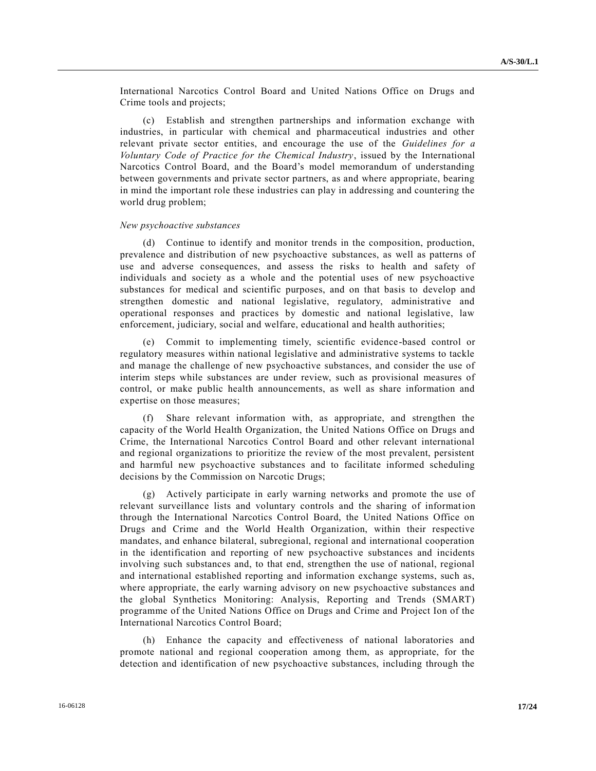International Narcotics Control Board and United Nations Office on Drugs and Crime tools and projects;

(c) Establish and strengthen partnerships and information exchange with industries, in particular with chemical and pharmaceutical industries and other relevant private sector entities, and encourage the use of the *Guidelines for a Voluntary Code of Practice for the Chemical Industry*, issued by the International Narcotics Control Board, and the Board's model memorandum of understanding between governments and private sector partners, as and where appropriate, bearing in mind the important role these industries can play in addressing and countering the world drug problem;

*New psychoactive substances*

(d) Continue to identify and monitor trends in the composition, production, prevalence and distribution of new psychoactive substances, as well as patterns of use and adverse consequences, and assess the risks to health and safety of individuals and society as a whole and the potential uses of new psychoactive substances for medical and scientific purposes, and on that basis to develop and strengthen domestic and national legislative, regulatory, administrative and operational responses and practices by domestic and national legislative, law enforcement, judiciary, social and welfare, educational and health authorities;

(e) Commit to implementing timely, scientific evidence-based control or regulatory measures within national legislative and administrative systems to tackle and manage the challenge of new psychoactive substances, and consider the use of interim steps while substances are under review, such as provisional measures of control, or make public health announcements, as well as share information and expertise on those measures;

(f) Share relevant information with, as appropriate, and strengthen the capacity of the World Health Organization, the United Nations Office on Drugs and Crime, the International Narcotics Control Board and other relevant international and regional organizations to prioritize the review of the most prevalent, persistent and harmful new psychoactive substances and to facilitate informed scheduling decisions by the Commission on Narcotic Drugs;

(g) Actively participate in early warning networks and promote the use of relevant surveillance lists and voluntary controls and the sharing of information through the International Narcotics Control Board, the United Nations Office on Drugs and Crime and the World Health Organization, within their respective mandates, and enhance bilateral, subregional, regional and international cooperation in the identification and reporting of new psychoactive substances and incidents involving such substances and, to that end, strengthen the use of national, regional and international established reporting and information exchange systems, such as, where appropriate, the early warning advisory on new psychoactive substances and the global Synthetics Monitoring: Analysis, Reporting and Trends (SMART) programme of the United Nations Office on Drugs and Crime and Project Ion of the International Narcotics Control Board;

(h) Enhance the capacity and effectiveness of national laboratories and promote national and regional cooperation among them, as appropriate, for the detection and identification of new psychoactive substances, including through the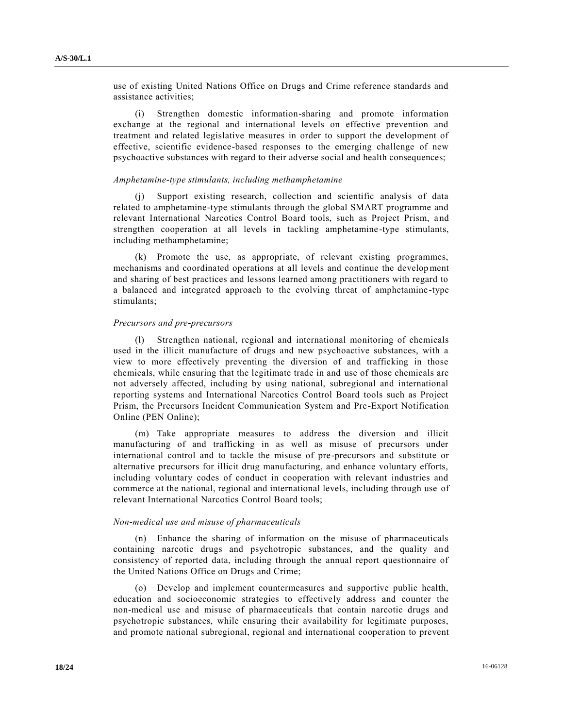use of existing United Nations Office on Drugs and Crime reference standards and assistance activities;

(i) Strengthen domestic information-sharing and promote information exchange at the regional and international levels on effective prevention and treatment and related legislative measures in order to support the development of effective, scientific evidence-based responses to the emerging challenge of new psychoactive substances with regard to their adverse social and health consequences;

*Amphetamine-type stimulants, including methamphetamine*

(j) Support existing research, collection and scientific analysis of data related to amphetamine-type stimulants through the global SMART programme and relevant International Narcotics Control Board tools, such as Project Prism, and strengthen cooperation at all levels in tackling amphetamine-type stimulants, including methamphetamine;

(k) Promote the use, as appropriate, of relevant existing programmes, mechanisms and coordinated operations at all levels and continue the development and sharing of best practices and lessons learned among practitioners with regard to a balanced and integrated approach to the evolving threat of amphetamine-type stimulants;

*Precursors and pre-precursors*

(l) Strengthen national, regional and international monitoring of chemicals used in the illicit manufacture of drugs and new psychoactive substances, with a view to more effectively preventing the diversion of and trafficking in those chemicals, while ensuring that the legitimate trade in and use of those chemicals are not adversely affected, including by using national, subregional and international reporting systems and International Narcotics Control Board tools such as Project Prism, the Precursors Incident Communication System and Pre-Export Notification Online (PEN Online);

(m) Take appropriate measures to address the diversion and illicit manufacturing of and trafficking in as well as misuse of precursors under international control and to tackle the misuse of pre-precursors and substitute or alternative precursors for illicit drug manufacturing, and enhance voluntary efforts, including voluntary codes of conduct in cooperation with relevant industries and commerce at the national, regional and international levels, including through use of relevant International Narcotics Control Board tools;

*Non-medical use and misuse of pharmaceuticals*

(n) Enhance the sharing of information on the misuse of pharmaceuticals containing narcotic drugs and psychotropic substances, and the quality and consistency of reported data, including through the annual report questionnaire of the United Nations Office on Drugs and Crime;

(o) Develop and implement countermeasures and supportive public health, education and socioeconomic strategies to effectively address and counter the non-medical use and misuse of pharmaceuticals that contain narcotic drugs and psychotropic substances, while ensuring their availability for legitimate purposes, and promote national subregional, regional and international cooperation to prevent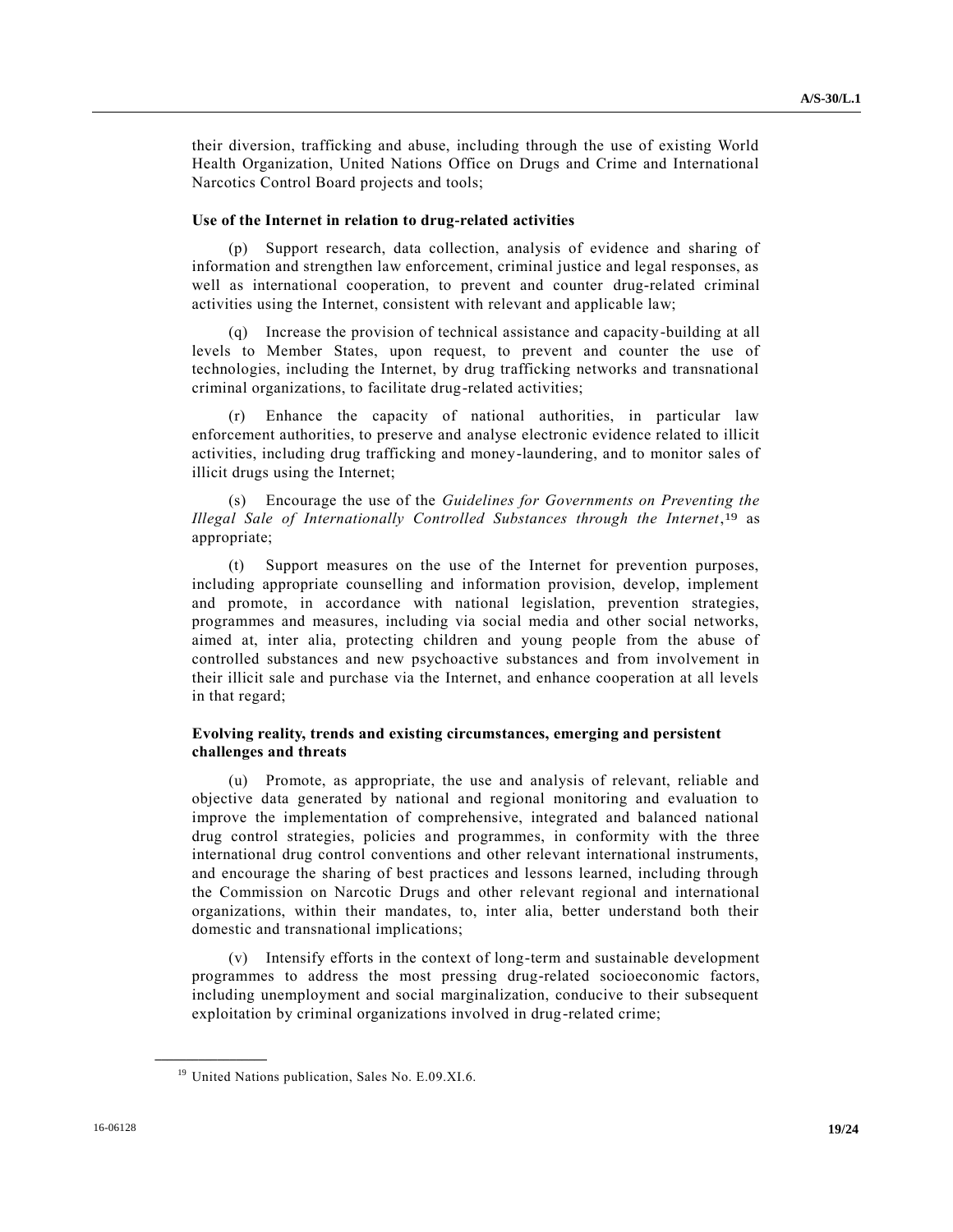their diversion, trafficking and abuse, including through the use of existing World Health Organization, United Nations Office on Drugs and Crime and International Narcotics Control Board projects and tools;

**Use of the Internet in relation to drug-related activities**

(p) Support research, data collection, analysis of evidence and sharing of information and strengthen law enforcement, criminal justice and legal responses, as well as international cooperation, to prevent and counter drug-related criminal activities using the Internet, consistent with relevant and applicable law;

(q) Increase the provision of technical assistance and capacity-building at all levels to Member States, upon request, to prevent and counter the use of technologies, including the Internet, by drug trafficking networks and transnational criminal organizations, to facilitate drug-related activities;

(r) Enhance the capacity of national authorities, in particular law enforcement authorities, to preserve and analyse electronic evidence related to illicit activities, including drug trafficking and money-laundering, and to monitor sales of illicit drugs using the Internet;

(s) Encourage the use of the *Guidelines for Governments on Preventing the Illegal Sale of Internationally Controlled Substances through the Internet*,[19] as appropriate;

(t) Support measures on the use of the Internet for prevention purposes, including appropriate counselling and information provision, develop, implement and promote, in accordance with national legislation, prevention strategies, programmes and measures, including via social media and other social networks, aimed at, inter alia, protecting children and young people from the abuse of controlled substances and new psychoactive substances and from involvement in their illicit sale and purchase via the Internet, and enhance cooperation at all levels in that regard;

**Evolving reality, trends and existing circumstances, emerging and persistent challenges and threats**

(u) Promote, as appropriate, the use and analysis of relevant, reliable and objective data generated by national and regional monitoring and evaluation to improve the implementation of comprehensive, integrated and balanced national drug control strategies, policies and programmes, in conformity with the three international drug control conventions and other relevant international instruments, and encourage the sharing of best practices and lessons learned, including through the Commission on Narcotic Drugs and other relevant regional and international organizations, within their mandates, to, inter alia, better understand both their domestic and transnational implications;

(v) Intensify efforts in the context of long-term and sustainable development programmes to address the most pressing drug-related socioeconomic factors, including unemployment and social marginalization, conducive to their subsequent exploitation by criminal organizations involved in drug-related crime;

---

[19] United Nations publication, Sales No. E.09.XI.6.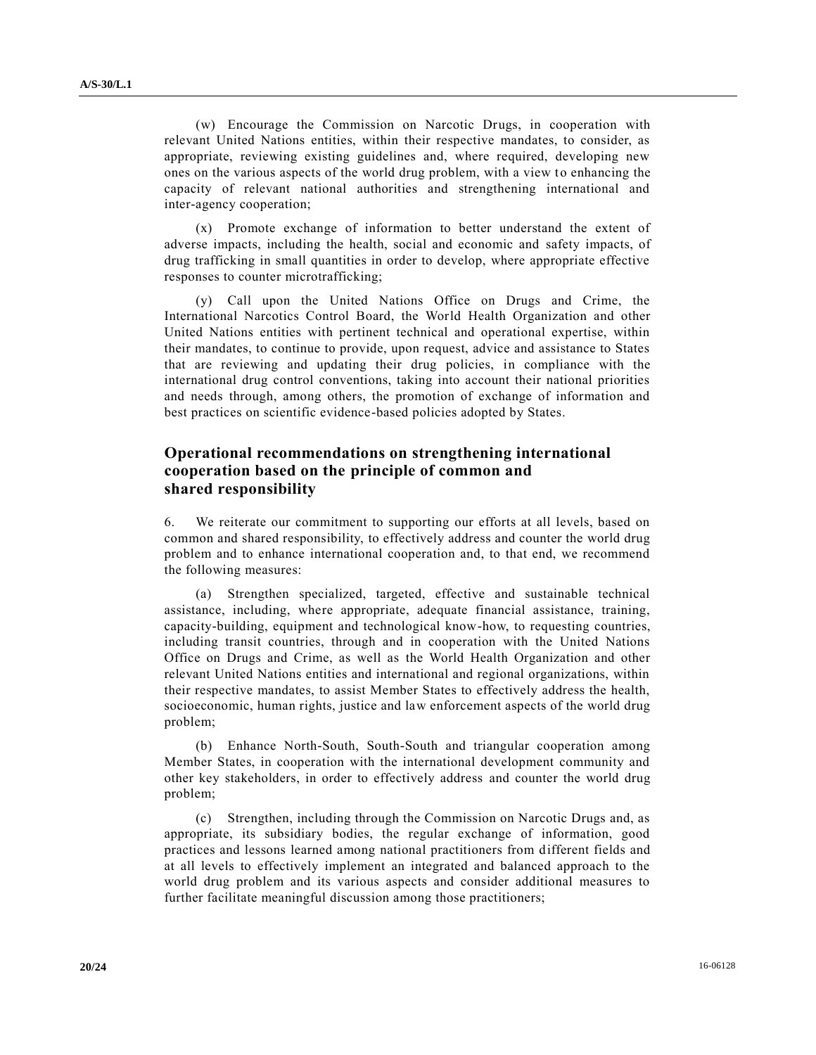(w) Encourage the Commission on Narcotic Drugs, in cooperation with relevant United Nations entities, within their respective mandates, to consider, as appropriate, reviewing existing guidelines and, where required, developing new ones on the various aspects of the world drug problem, with a view to enhancing the capacity of relevant national authorities and strengthening international and inter-agency cooperation;

(x) Promote exchange of information to better understand the extent of adverse impacts, including the health, social and economic and safety impacts, of drug trafficking in small quantities in order to develop, where appropriate effective responses to counter microtrafficking;

(y) Call upon the United Nations Office on Drugs and Crime, the International Narcotics Control Board, the World Health Organization and other United Nations entities with pertinent technical and operational expertise, within their mandates, to continue to provide, upon request, advice and assistance to States that are reviewing and updating their drug policies, in compliance with the international drug control conventions, taking into account their national priorities and needs through, among others, the promotion of exchange of information and best practices on scientific evidence-based policies adopted by States.

## Operational recommendations on strengthening international cooperation based on the principle of common and shared responsibility

6. We reiterate our commitment to supporting our efforts at all levels, based on common and shared responsibility, to effectively address and counter the world drug problem and to enhance international cooperation and, to that end, we recommend the following measures:

(a) Strengthen specialized, targeted, effective and sustainable technical assistance, including, where appropriate, adequate financial assistance, training, capacity-building, equipment and technological know-how, to requesting countries, including transit countries, through and in cooperation with the United Nations Office on Drugs and Crime, as well as the World Health Organization and other relevant United Nations entities and international and regional organizations, within their respective mandates, to assist Member States to effectively address the health, socioeconomic, human rights, justice and law enforcement aspects of the world drug problem;

(b) Enhance North-South, South-South and triangular cooperation among Member States, in cooperation with the international development community and other key stakeholders, in order to effectively address and counter the world drug problem;

(c) Strengthen, including through the Commission on Narcotic Drugs and, as appropriate, its subsidiary bodies, the regular exchange of information, good practices and lessons learned among national practitioners from different fields and at all levels to effectively implement an integrated and balanced approach to the world drug problem and its various aspects and consider additional measures to further facilitate meaningful discussion among those practitioners;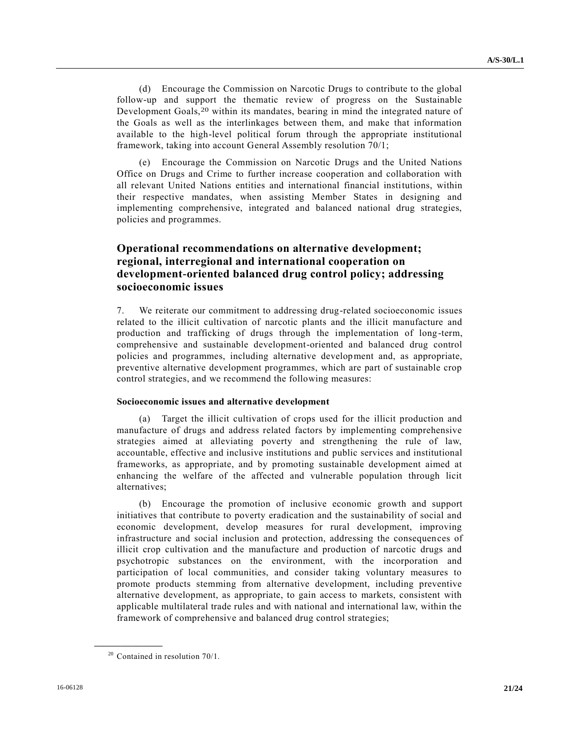(d) Encourage the Commission on Narcotic Drugs to contribute to the global follow-up and support the thematic review of progress on the Sustainable Development Goals,[20] within its mandates, bearing in mind the integrated nature of the Goals as well as the interlinkages between them, and make that information available to the high-level political forum through the appropriate institutional framework, taking into account General Assembly resolution 70/1;

(e) Encourage the Commission on Narcotic Drugs and the United Nations Office on Drugs and Crime to further increase cooperation and collaboration with all relevant United Nations entities and international financial institutions, within their respective mandates, when assisting Member States in designing and implementing comprehensive, integrated and balanced national drug strategies, policies and programmes.

## Operational recommendations on alternative development; regional, interregional and international cooperation on development-oriented balanced drug control policy; addressing socioeconomic issues

7. We reiterate our commitment to addressing drug-related socioeconomic issues related to the illicit cultivation of narcotic plants and the illicit manufacture and production and trafficking of drugs through the implementation of long-term, comprehensive and sustainable development-oriented and balanced drug control policies and programmes, including alternative development and, as appropriate, preventive alternative development programmes, which are part of sustainable crop control strategies, and we recommend the following measures:

**Socioeconomic issues and alternative development**

(a) Target the illicit cultivation of crops used for the illicit production and manufacture of drugs and address related factors by implementing comprehensive strategies aimed at alleviating poverty and strengthening the rule of law, accountable, effective and inclusive institutions and public services and institutional frameworks, as appropriate, and by promoting sustainable development aimed at enhancing the welfare of the affected and vulnerable population through licit alternatives;

(b) Encourage the promotion of inclusive economic growth and support initiatives that contribute to poverty eradication and the sustainability of social and economic development, develop measures for rural development, improving infrastructure and social inclusion and protection, addressing the consequences of illicit crop cultivation and the manufacture and production of narcotic drugs and psychotropic substances on the environment, with the incorporation and participation of local communities, and consider taking voluntary measures to promote products stemming from alternative development, including preventive alternative development, as appropriate, to gain access to markets, consistent with applicable multilateral trade rules and with national and international law, within the framework of comprehensive and balanced drug control strategies;

---

[20] Contained in resolution 70/1.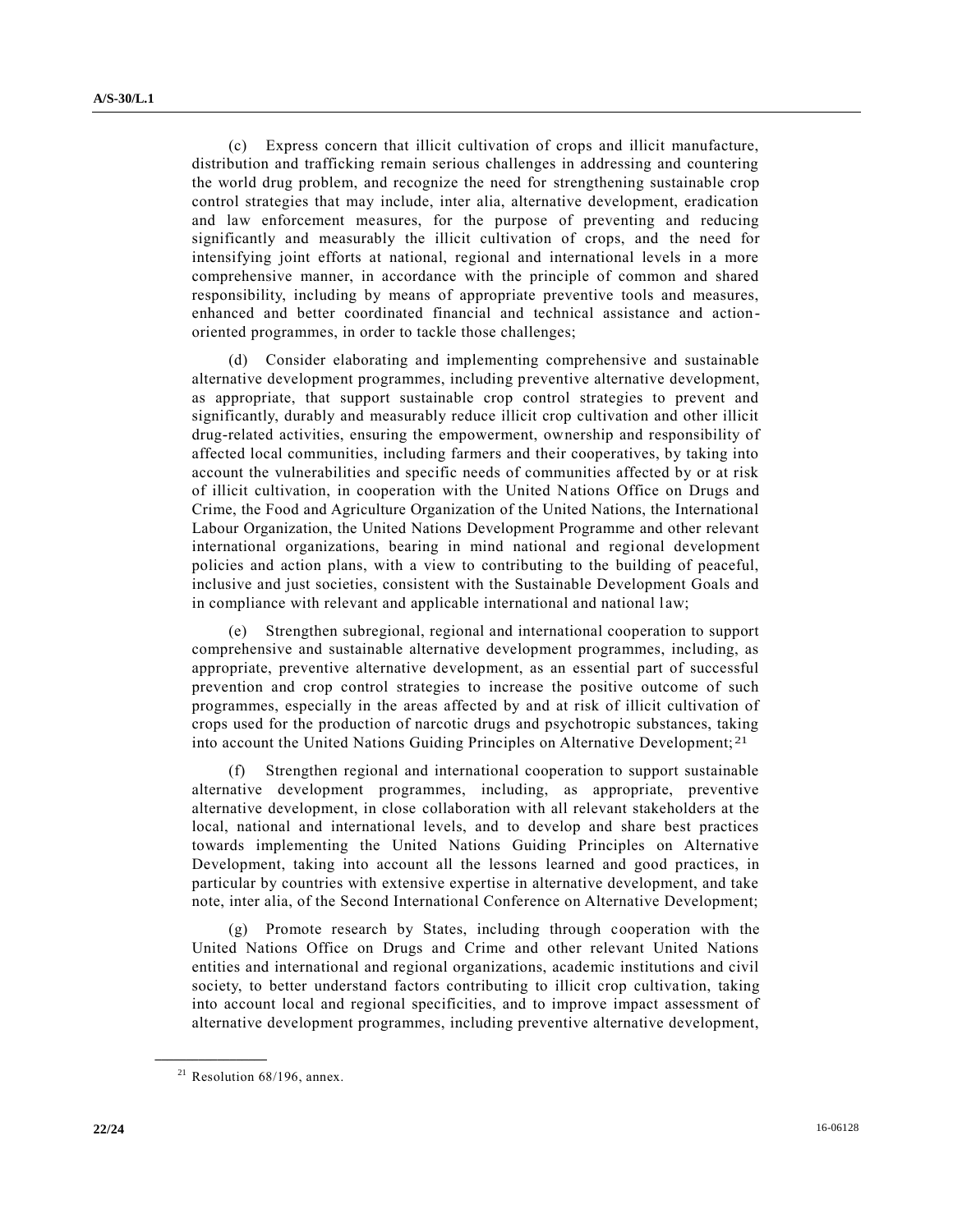(c) Express concern that illicit cultivation of crops and illicit manufacture, distribution and trafficking remain serious challenges in addressing and countering the world drug problem, and recognize the need for strengthening sustainable crop control strategies that may include, inter alia, alternative development, eradication and law enforcement measures, for the purpose of preventing and reducing significantly and measurably the illicit cultivation of crops, and the need for intensifying joint efforts at national, regional and international levels in a more comprehensive manner, in accordance with the principle of common and shared responsibility, including by means of appropriate preventive tools and measures, enhanced and better coordinated financial and technical assistance and action-oriented programmes, in order to tackle those challenges;

(d) Consider elaborating and implementing comprehensive and sustainable alternative development programmes, including preventive alternative development, as appropriate, that support sustainable crop control strategies to prevent and significantly, durably and measurably reduce illicit crop cultivation and other illicit drug-related activities, ensuring the empowerment, ownership and responsibility of affected local communities, including farmers and their cooperatives, by taking into account the vulnerabilities and specific needs of communities affected by or at risk of illicit cultivation, in cooperation with the United Nations Office on Drugs and Crime, the Food and Agriculture Organization of the United Nations, the International Labour Organization, the United Nations Development Programme and other relevant international organizations, bearing in mind national and regional development policies and action plans, with a view to contributing to the building of peaceful, inclusive and just societies, consistent with the Sustainable Development Goals and in compliance with relevant and applicable international and national law;

(e) Strengthen subregional, regional and international cooperation to support comprehensive and sustainable alternative development programmes, including, as appropriate, preventive alternative development, as an essential part of successful prevention and crop control strategies to increase the positive outcome of such programmes, especially in the areas affected by and at risk of illicit cultivation of crops used for the production of narcotic drugs and psychotropic substances, taking into account the United Nations Guiding Principles on Alternative Development;[21]

(f) Strengthen regional and international cooperation to support sustainable alternative development programmes, including, as appropriate, preventive alternative development, in close collaboration with all relevant stakeholders at the local, national and international levels, and to develop and share best practices towards implementing the United Nations Guiding Principles on Alternative Development, taking into account all the lessons learned and good practices, in particular by countries with extensive expertise in alternative development, and take note, inter alia, of the Second International Conference on Alternative Development;

(g) Promote research by States, including through cooperation with the United Nations Office on Drugs and Crime and other relevant United Nations entities and international and regional organizations, academic institutions and civil society, to better understand factors contributing to illicit crop cultivation, taking into account local and regional specificities, and to improve impact assessment of alternative development programmes, including preventive alternative development,

---

[21] Resolution 68/196, annex.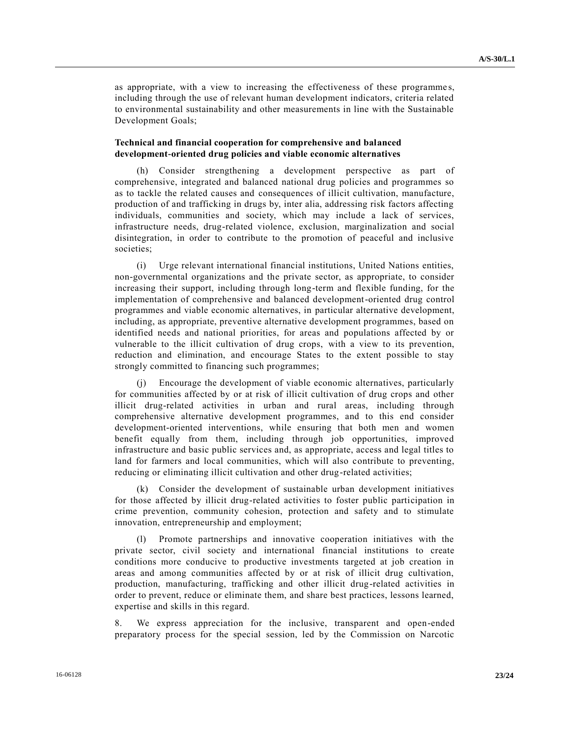as appropriate, with a view to increasing the effectiveness of these programmes, including through the use of relevant human development indicators, criteria related to environmental sustainability and other measurements in line with the Sustainable Development Goals;

**Technical and financial cooperation for comprehensive and balanced development-oriented drug policies and viable economic alternatives**

(h) Consider strengthening a development perspective as part of comprehensive, integrated and balanced national drug policies and programmes so as to tackle the related causes and consequences of illicit cultivation, manufacture, production of and trafficking in drugs by, inter alia, addressing risk factors affecting individuals, communities and society, which may include a lack of services, infrastructure needs, drug-related violence, exclusion, marginalization and social disintegration, in order to contribute to the promotion of peaceful and inclusive societies;

(i) Urge relevant international financial institutions, United Nations entities, non-governmental organizations and the private sector, as appropriate, to consider increasing their support, including through long-term and flexible funding, for the implementation of comprehensive and balanced development-oriented drug control programmes and viable economic alternatives, in particular alternative development, including, as appropriate, preventive alternative development programmes, based on identified needs and national priorities, for areas and populations affected by or vulnerable to the illicit cultivation of drug crops, with a view to its prevention, reduction and elimination, and encourage States to the extent possible to stay strongly committed to financing such programmes;

(j) Encourage the development of viable economic alternatives, particularly for communities affected by or at risk of illicit cultivation of drug crops and other illicit drug-related activities in urban and rural areas, including through comprehensive alternative development programmes, and to this end consider development-oriented interventions, while ensuring that both men and women benefit equally from them, including through job opportunities, improved infrastructure and basic public services and, as appropriate, access and legal titles to land for farmers and local communities, which will also contribute to preventing, reducing or eliminating illicit cultivation and other drug-related activities;

(k) Consider the development of sustainable urban development initiatives for those affected by illicit drug-related activities to foster public participation in crime prevention, community cohesion, protection and safety and to stimulate innovation, entrepreneurship and employment;

(l) Promote partnerships and innovative cooperation initiatives with the private sector, civil society and international financial institutions to create conditions more conducive to productive investments targeted at job creation in areas and among communities affected by or at risk of illicit drug cultivation, production, manufacturing, trafficking and other illicit drug-related activities in order to prevent, reduce or eliminate them, and share best practices, lessons learned, expertise and skills in this regard.

8. We express appreciation for the inclusive, transparent and open-ended preparatory process for the special session, led by the Commission on Narcotic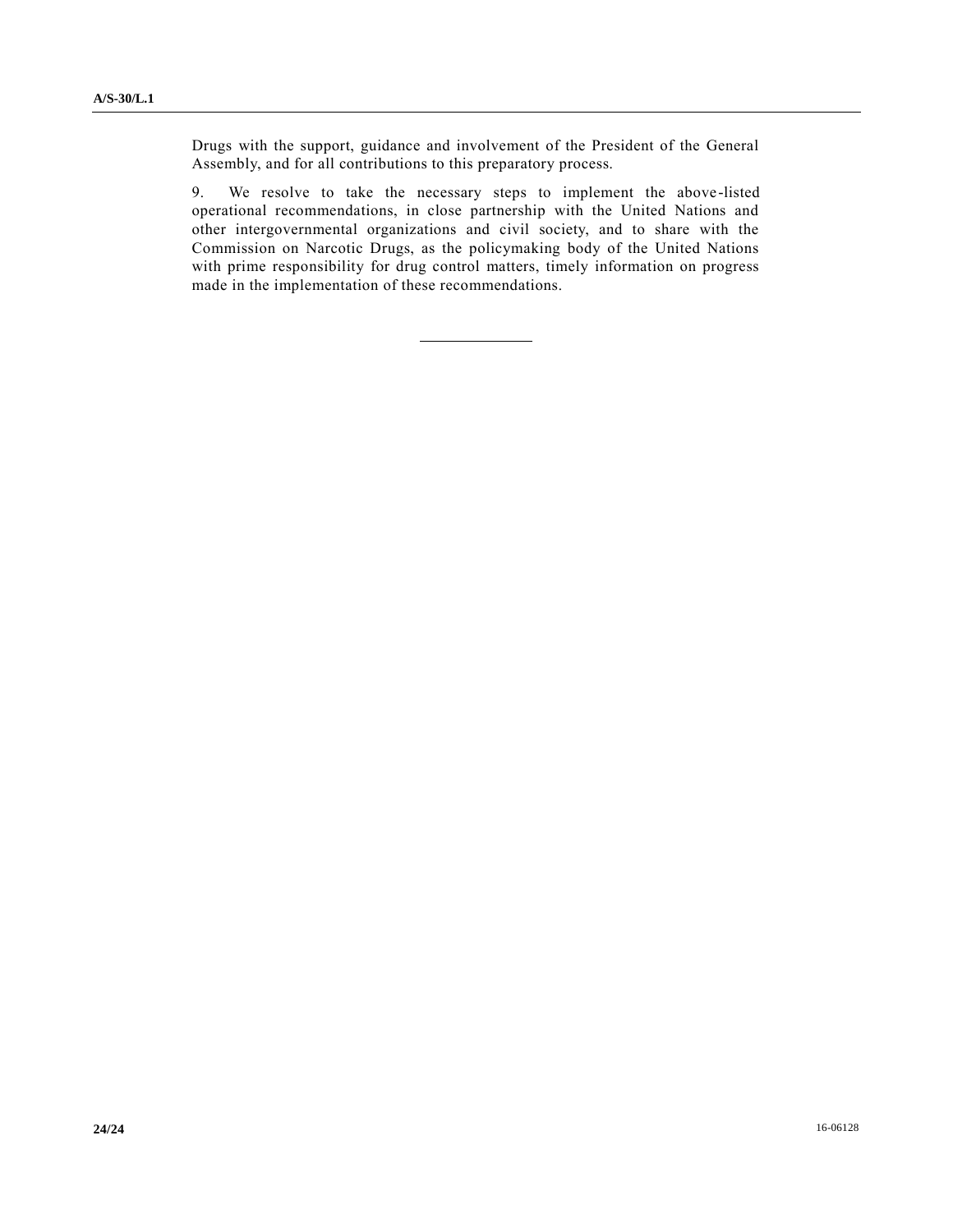Drugs with the support, guidance and involvement of the President of the General Assembly, and for all contributions to this preparatory process.

9. We resolve to take the necessary steps to implement the above-listed operational recommendations, in close partnership with the United Nations and other intergovernmental organizations and civil society, and to share with the Commission on Narcotic Drugs, as the policymaking body of the United Nations with prime responsibility for drug control matters, timely information on progress made in the implementation of these recommendations.